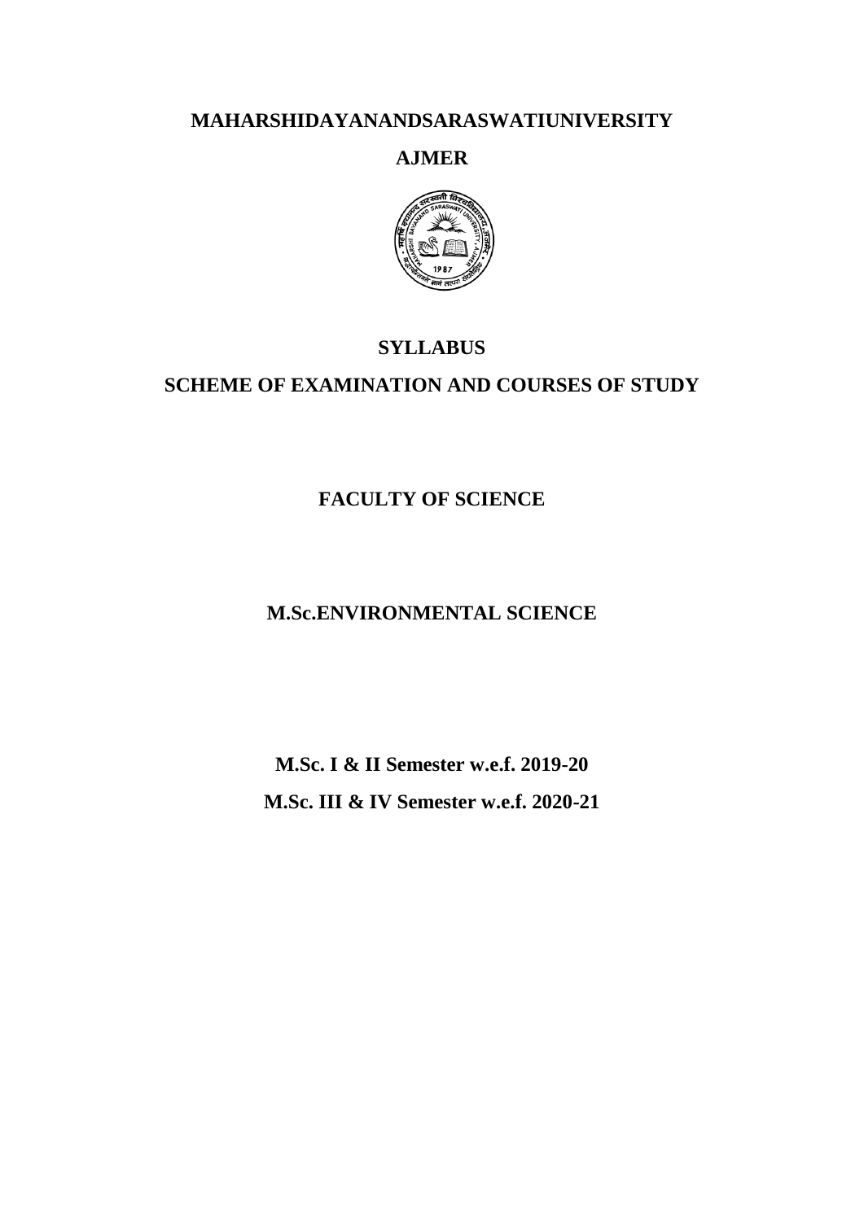# MAHARSHIDAYANANDSARASWATIUNIVERSITY

## AJMER

## SYLLABUS

## SCHEME OF EXAMINATION AND COURSES OF STUDY

## FACULTY OF SCIENCE

## M.Sc.ENVIRONMENTAL SCIENCE

**M.Sc. I & II Semester w.e.f. 2019-20**

**M.Sc. III & IV Semester w.e.f. 2020-21**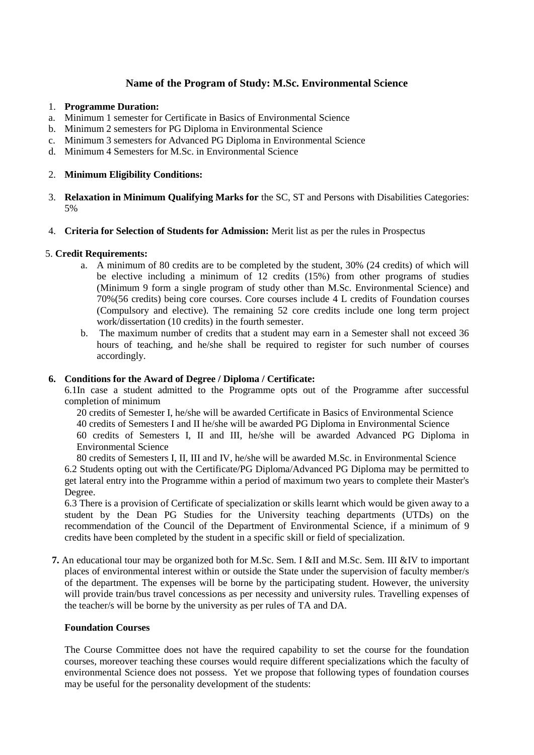## Name of the Program of Study: M.Sc. Environmental Science

1. **Programme Duration:**

a. Minimum 1 semester for Certificate in Basics of Environmental Science
b. Minimum 2 semesters for PG Diploma in Environmental Science
c. Minimum 3 semesters for Advanced PG Diploma in Environmental Science
d. Minimum 4 Semesters for M.Sc. in Environmental Science

2. **Minimum Eligibility Conditions:**

3. **Relaxation in Minimum Qualifying Marks for** the SC, ST and Persons with Disabilities Categories: 5%

4. **Criteria for Selection of Students for Admission:** Merit list as per the rules in Prospectus

5. **Credit Requirements:**

   a. A minimum of 80 credits are to be completed by the student, 30% (24 credits) of which will be elective including a minimum of 12 credits (15%) from other programs of studies (Minimum 9 form a single program of study other than M.Sc. Environmental Science) and 70%(56 credits) being core courses. Core courses include 4 L credits of Foundation courses (Compulsory and elective). The remaining 52 core credits include one long term project work/dissertation (10 credits) in the fourth semester.

   b. The maximum number of credits that a student may earn in a Semester shall not exceed 36 hours of teaching, and he/she shall be required to register for such number of courses accordingly.

6. **Conditions for the Award of Degree / Diploma / Certificate:**

6.1In case a student admitted to the Programme opts out of the Programme after successful completion of minimum

20 credits of Semester I, he/she will be awarded Certificate in Basics of Environmental Science

40 credits of Semesters I and II he/she will be awarded PG Diploma in Environmental Science

60 credits of Semesters I, II and III, he/she will be awarded Advanced PG Diploma in Environmental Science

80 credits of Semesters I, II, III and IV, he/she will be awarded M.Sc. in Environmental Science

6.2 Students opting out with the Certificate/PG Diploma/Advanced PG Diploma may be permitted to get lateral entry into the Programme within a period of maximum two years to complete their Master's Degree.

6.3 There is a provision of Certificate of specialization or skills learnt which would be given away to a student by the Dean PG Studies for the University teaching departments (UTDs) on the recommendation of the Council of the Department of Environmental Science, if a minimum of 9 credits have been completed by the student in a specific skill or field of specialization.

**7.** An educational tour may be organized both for M.Sc. Sem. I &II and M.Sc. Sem. III &IV to important places of environmental interest within or outside the State under the supervision of faculty member/s of the department. The expenses will be borne by the participating student. However, the university will provide train/bus travel concessions as per necessity and university rules. Travelling expenses of the teacher/s will be borne by the university as per rules of TA and DA.

**Foundation Courses**

The Course Committee does not have the required capability to set the course for the foundation courses, moreover teaching these courses would require different specializations which the faculty of environmental Science does not possess. Yet we propose that following types of foundation courses may be useful for the personality development of the students: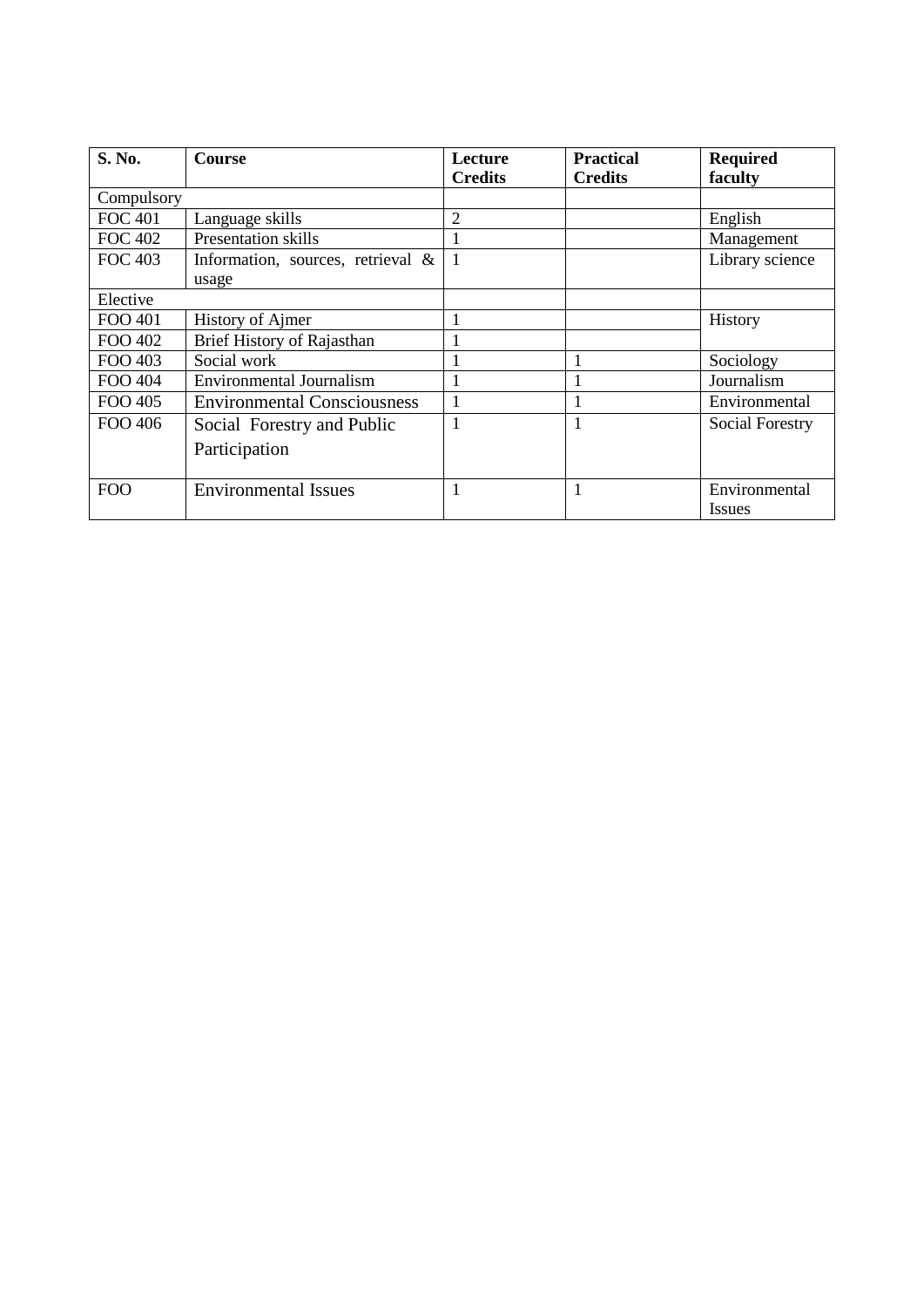| S. No. | Course | Lecture Credits | Practical Credits | Required faculty |
|---|---|---|---|---|
| Compulsory | | | | |
| FOC 401 | Language skills | 2 | | English |
| FOC 402 | Presentation skills | 1 | | Management |
| FOC 403 | Information, sources, retrieval & usage | 1 | | Library science |
| Elective | | | | |
| FOO 401 | History of Ajmer | 1 | | History |
| FOO 402 | Brief History of Rajasthan | 1 | | |
| FOO 403 | Social work | 1 | 1 | Sociology |
| FOO 404 | Environmental Journalism | 1 | 1 | Journalism |
| FOO 405 | Environmental Consciousness | 1 | 1 | Environmental |
| FOO 406 | Social Forestry and Public Participation | 1 | 1 | Social Forestry |
| FOO | Environmental Issues | 1 | 1 | Environmental Issues |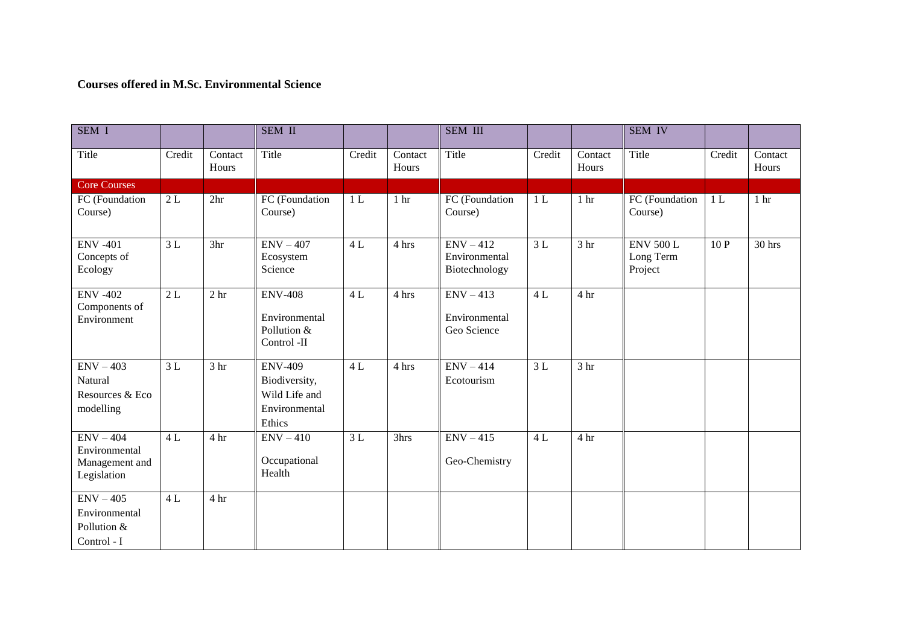**Courses offered in M.Sc. Environmental Science**

| SEM I | | | SEM II | | | SEM III | | | SEM IV | | |
|---|---|---|---|---|---|---|---|---|---|---|---|
| Title | Credit | Contact Hours | Title | Credit | Contact Hours | Title | Credit | Contact Hours | Title | Credit | Contact Hours |
| Core Courses | | | | | | | | | | | |
| FC (Foundation Course) | 2 L | 2hr | FC (Foundation Course) | 1 L | 1 hr | FC (Foundation Course) | 1 L | 1 hr | FC (Foundation Course) | 1 L | 1 hr |
| ENV -401 Concepts of Ecology | 3 L | 3hr | ENV – 407 Ecosystem Science | 4 L | 4 hrs | ENV – 412 Environmental Biotechnology | 3 L | 3 hr | ENV 500 L Long Term Project | 10 P | 30 hrs |
| ENV -402 Components of Environment | 2 L | 2 hr | ENV-408 Environmental Pollution & Control -II | 4 L | 4 hrs | ENV – 413 Environmental Geo Science | 4 L | 4 hr | | | |
| ENV – 403 Natural Resources & Eco modelling | 3 L | 3 hr | ENV-409 Biodiversity, Wild Life and Environmental Ethics | 4 L | 4 hrs | ENV – 414 Ecotourism | 3 L | 3 hr | | | |
| ENV – 404 Environmental Management and Legislation | 4 L | 4 hr | ENV – 410 Occupational Health | 3 L | 3hrs | ENV – 415 Geo-Chemistry | 4 L | 4 hr | | | |
| ENV – 405 Environmental Pollution & Control - I | 4 L | 4 hr | | | | | | | | | |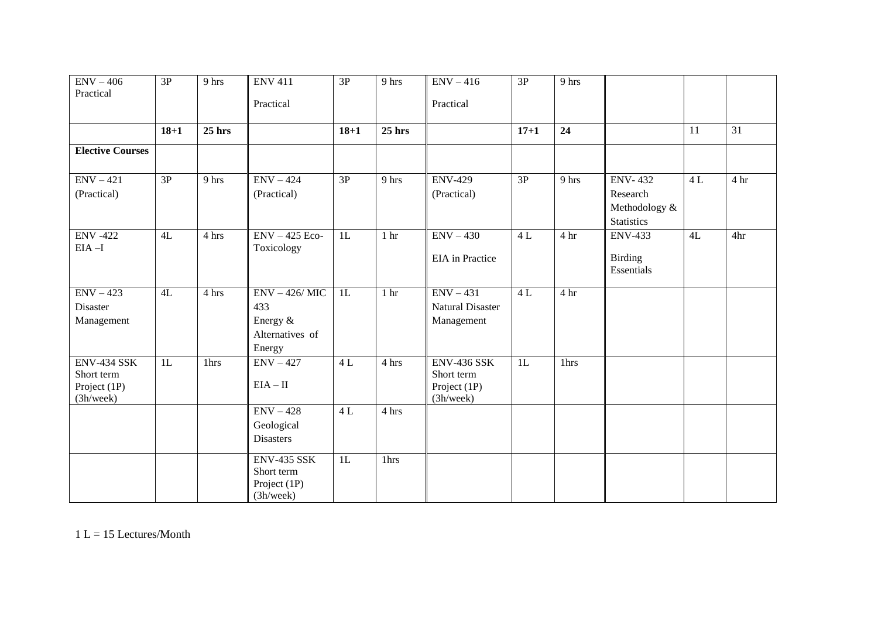| ENV – 406 Practical | 3P | 9 hrs | ENV 411 Practical | 3P | 9 hrs | ENV – 416 Practical | 3P | 9 hrs | | | |
|---|---|---|---|---|---|---|---|---|---|---|---|
| | **18+1** | **25 hrs** | | **18+1** | **25 hrs** | | **17+1** | **24** | | 11 | 31 |
| **Elective Courses** | | | | | | | | | | | |
| ENV – 421 (Practical) | 3P | 9 hrs | ENV – 424 (Practical) | 3P | 9 hrs | ENV-429 (Practical) | 3P | 9 hrs | ENV- 432 Research Methodology & Statistics | 4 L | 4 hr |
| ENV -422 EIA –I | 4L | 4 hrs | ENV – 425 Eco-Toxicology | 1L | 1 hr | ENV – 430 EIA in Practice | 4 L | 4 hr | ENV-433 Birding Essentials | 4L | 4hr |
| ENV – 423 Disaster Management | 4L | 4 hrs | ENV – 426/ MIC 433 Energy & Alternatives of Energy | 1L | 1 hr | ENV – 431 Natural Disaster Management | 4 L | 4 hr | | | |
| ENV-434 SSK Short term Project (1P) (3h/week) | 1L | 1hrs | ENV – 427 EIA – II | 4 L | 4 hrs | ENV-436 SSK Short term Project (1P) (3h/week) | 1L | 1hrs | | | |
| | | | ENV – 428 Geological Disasters | 4 L | 4 hrs | | | | | | |
| | | | ENV-435 SSK Short term Project (1P) (3h/week) | 1L | 1hrs | | | | | | |

1 L = 15 Lectures/Month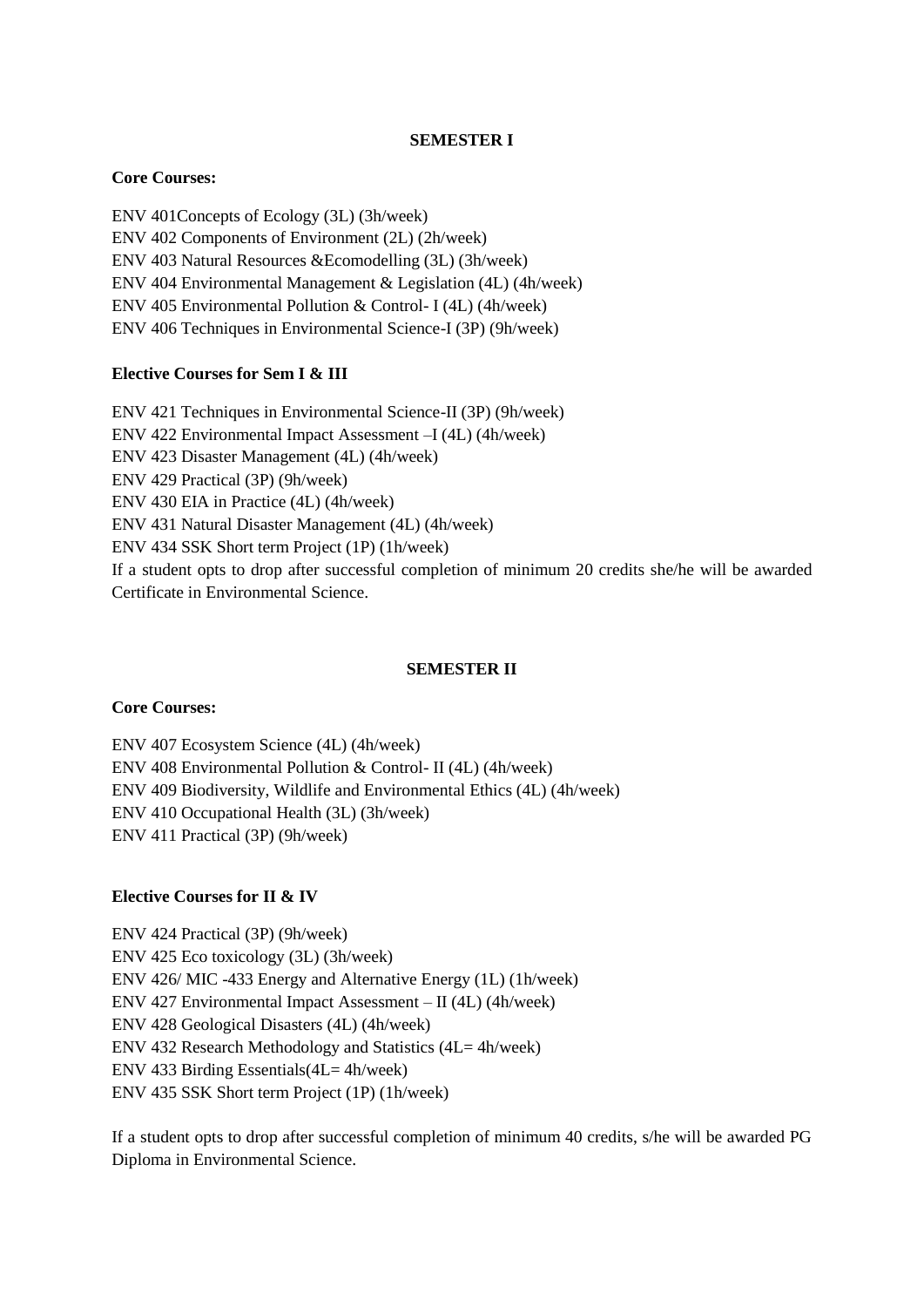## SEMESTER I

**Core Courses:**

ENV 401Concepts of Ecology (3L) (3h/week)
ENV 402 Components of Environment (2L) (2h/week)
ENV 403 Natural Resources &Ecomodelling (3L) (3h/week)
ENV 404 Environmental Management & Legislation (4L) (4h/week)
ENV 405 Environmental Pollution & Control- I (4L) (4h/week)
ENV 406 Techniques in Environmental Science-I (3P) (9h/week)

**Elective Courses for Sem I & III**

ENV 421 Techniques in Environmental Science-II (3P) (9h/week)
ENV 422 Environmental Impact Assessment –I (4L) (4h/week)
ENV 423 Disaster Management (4L) (4h/week)
ENV 429 Practical (3P) (9h/week)
ENV 430 EIA in Practice (4L) (4h/week)
ENV 431 Natural Disaster Management (4L) (4h/week)
ENV 434 SSK Short term Project (1P) (1h/week)
If a student opts to drop after successful completion of minimum 20 credits she/he will be awarded Certificate in Environmental Science.

## SEMESTER II

**Core Courses:**

ENV 407 Ecosystem Science (4L) (4h/week)
ENV 408 Environmental Pollution & Control- II (4L) (4h/week)
ENV 409 Biodiversity, Wildlife and Environmental Ethics (4L) (4h/week)
ENV 410 Occupational Health (3L) (3h/week)
ENV 411 Practical (3P) (9h/week)

**Elective Courses for II & IV**

ENV 424 Practical (3P) (9h/week)
ENV 425 Eco toxicology (3L) (3h/week)
ENV 426/ MIC -433 Energy and Alternative Energy (1L) (1h/week)
ENV 427 Environmental Impact Assessment – II (4L) (4h/week)
ENV 428 Geological Disasters (4L) (4h/week)
ENV 432 Research Methodology and Statistics (4L= 4h/week)
ENV 433 Birding Essentials(4L= 4h/week)
ENV 435 SSK Short term Project (1P) (1h/week)

If a student opts to drop after successful completion of minimum 40 credits, s/he will be awarded PG Diploma in Environmental Science.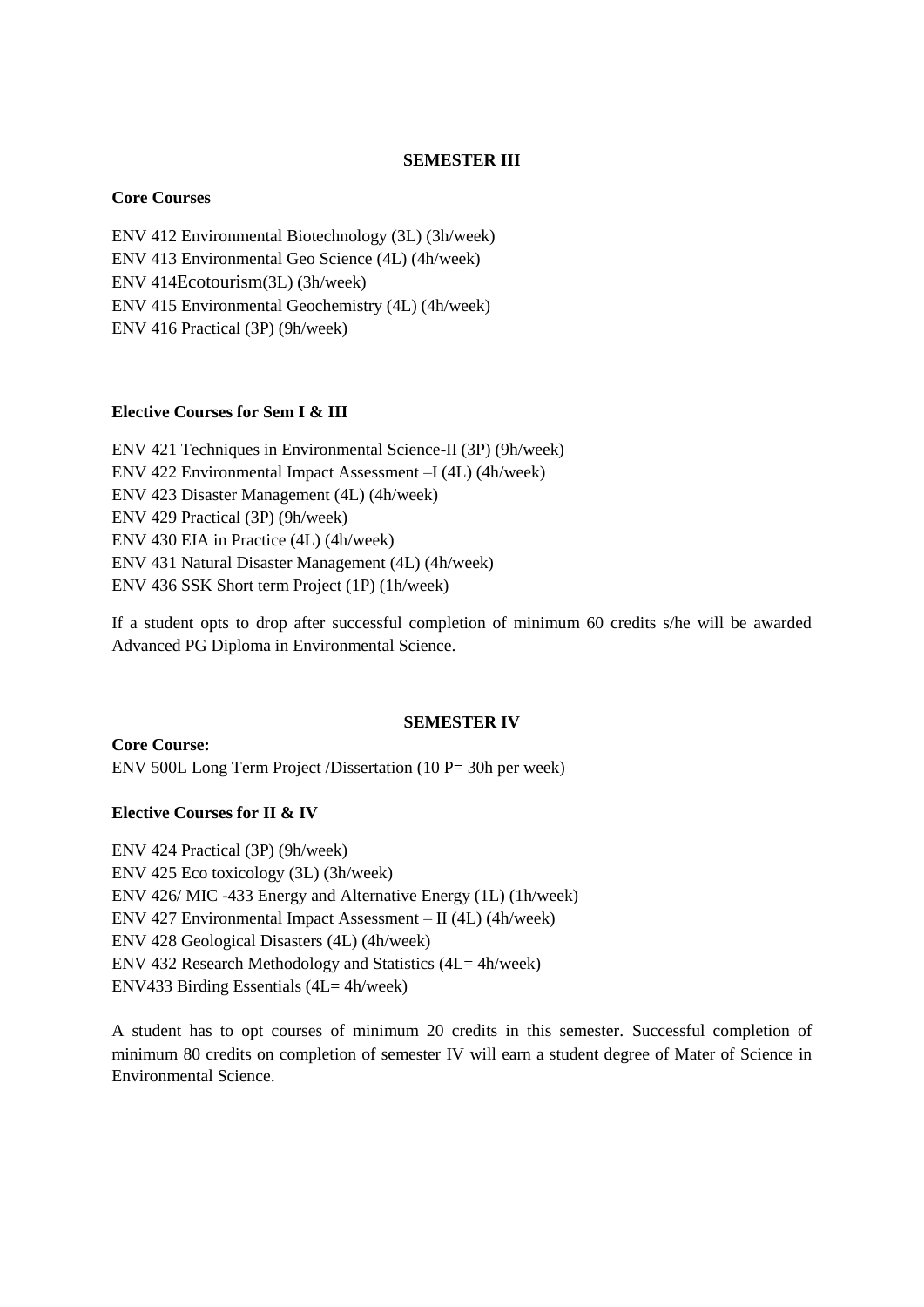## SEMESTER III

**Core Courses**

ENV 412 Environmental Biotechnology (3L) (3h/week)
ENV 413 Environmental Geo Science (4L) (4h/week)
ENV 414Ecotourism(3L) (3h/week)
ENV 415 Environmental Geochemistry (4L) (4h/week)
ENV 416 Practical (3P) (9h/week)

**Elective Courses for Sem I & III**

ENV 421 Techniques in Environmental Science-II (3P) (9h/week)
ENV 422 Environmental Impact Assessment –I (4L) (4h/week)
ENV 423 Disaster Management (4L) (4h/week)
ENV 429 Practical (3P) (9h/week)
ENV 430 EIA in Practice (4L) (4h/week)
ENV 431 Natural Disaster Management (4L) (4h/week)
ENV 436 SSK Short term Project (1P) (1h/week)

If a student opts to drop after successful completion of minimum 60 credits s/he will be awarded Advanced PG Diploma in Environmental Science.

## SEMESTER IV

**Core Course:**
ENV 500L Long Term Project /Dissertation (10 P= 30h per week)

**Elective Courses for II & IV**

ENV 424 Practical (3P) (9h/week)
ENV 425 Eco toxicology (3L) (3h/week)
ENV 426/ MIC -433 Energy and Alternative Energy (1L) (1h/week)
ENV 427 Environmental Impact Assessment – II (4L) (4h/week)
ENV 428 Geological Disasters (4L) (4h/week)
ENV 432 Research Methodology and Statistics (4L= 4h/week)
ENV433 Birding Essentials (4L= 4h/week)

A student has to opt courses of minimum 20 credits in this semester. Successful completion of minimum 80 credits on completion of semester IV will earn a student degree of Mater of Science in Environmental Science.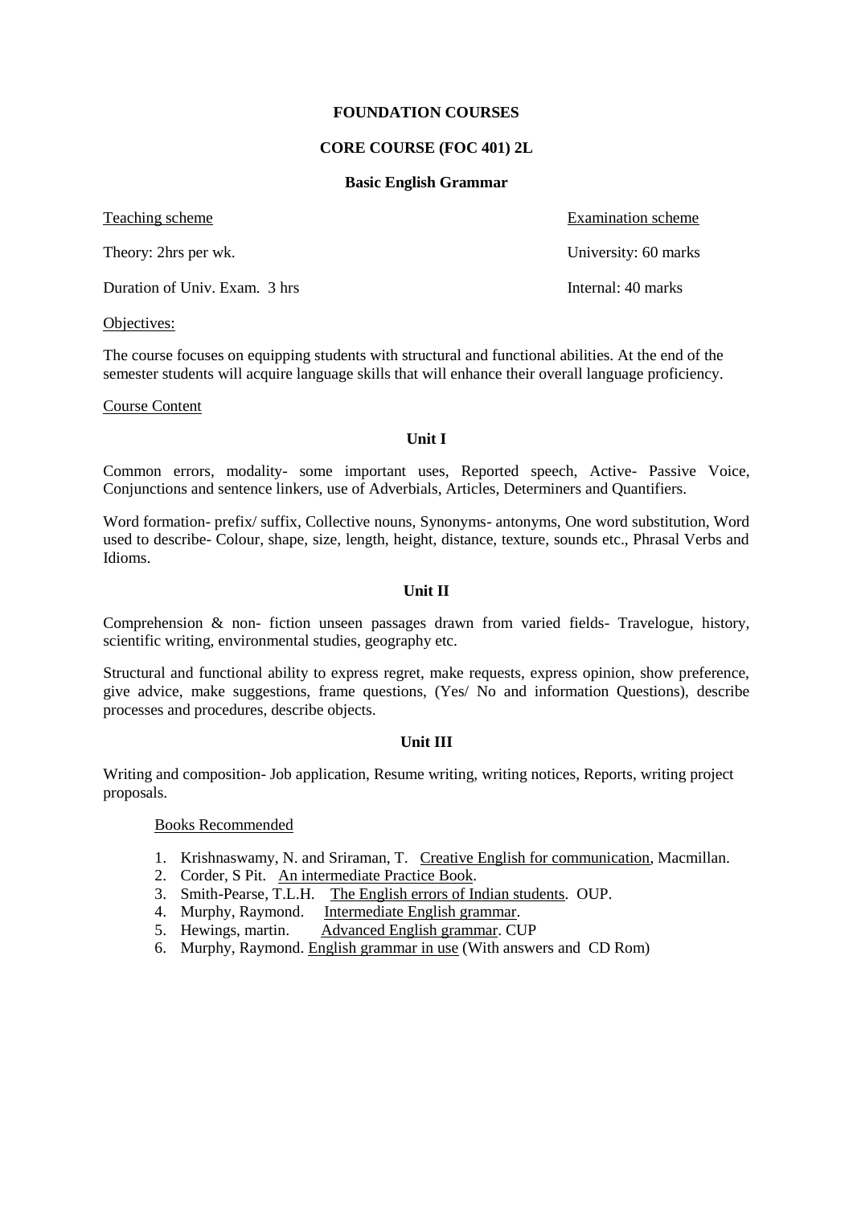**FOUNDATION COURSES**

**CORE COURSE (FOC 401) 2L**

**Basic English Grammar**

| Teaching scheme | Examination scheme |
| --- | --- |
| Theory: 2hrs per wk. | University: 60 marks |
| Duration of Univ. Exam. 3 hrs | Internal: 40 marks |

Objectives:

The course focuses on equipping students with structural and functional abilities. At the end of the semester students will acquire language skills that will enhance their overall language proficiency.

Course Content

**Unit I**

Common errors, modality- some important uses, Reported speech, Active- Passive Voice, Conjunctions and sentence linkers, use of Adverbials, Articles, Determiners and Quantifiers.

Word formation- prefix/ suffix, Collective nouns, Synonyms- antonyms, One word substitution, Word used to describe- Colour, shape, size, length, height, distance, texture, sounds etc., Phrasal Verbs and Idioms.

**Unit II**

Comprehension & non- fiction unseen passages drawn from varied fields- Travelogue, history, scientific writing, environmental studies, geography etc.

Structural and functional ability to express regret, make requests, express opinion, show preference, give advice, make suggestions, frame questions, (Yes/ No and information Questions), describe processes and procedures, describe objects.

**Unit III**

Writing and composition- Job application, Resume writing, writing notices, Reports, writing project proposals.

Books Recommended

1. Krishnaswamy, N. and Sriraman, T. Creative English for communication, Macmillan.
2. Corder, S Pit. An intermediate Practice Book.
3. Smith-Pearse, T.L.H. The English errors of Indian students. OUP.
4. Murphy, Raymond. Intermediate English grammar.
5. Hewings, martin. Advanced English grammar. CUP
6. Murphy, Raymond. English grammar in use (With answers and CD Rom)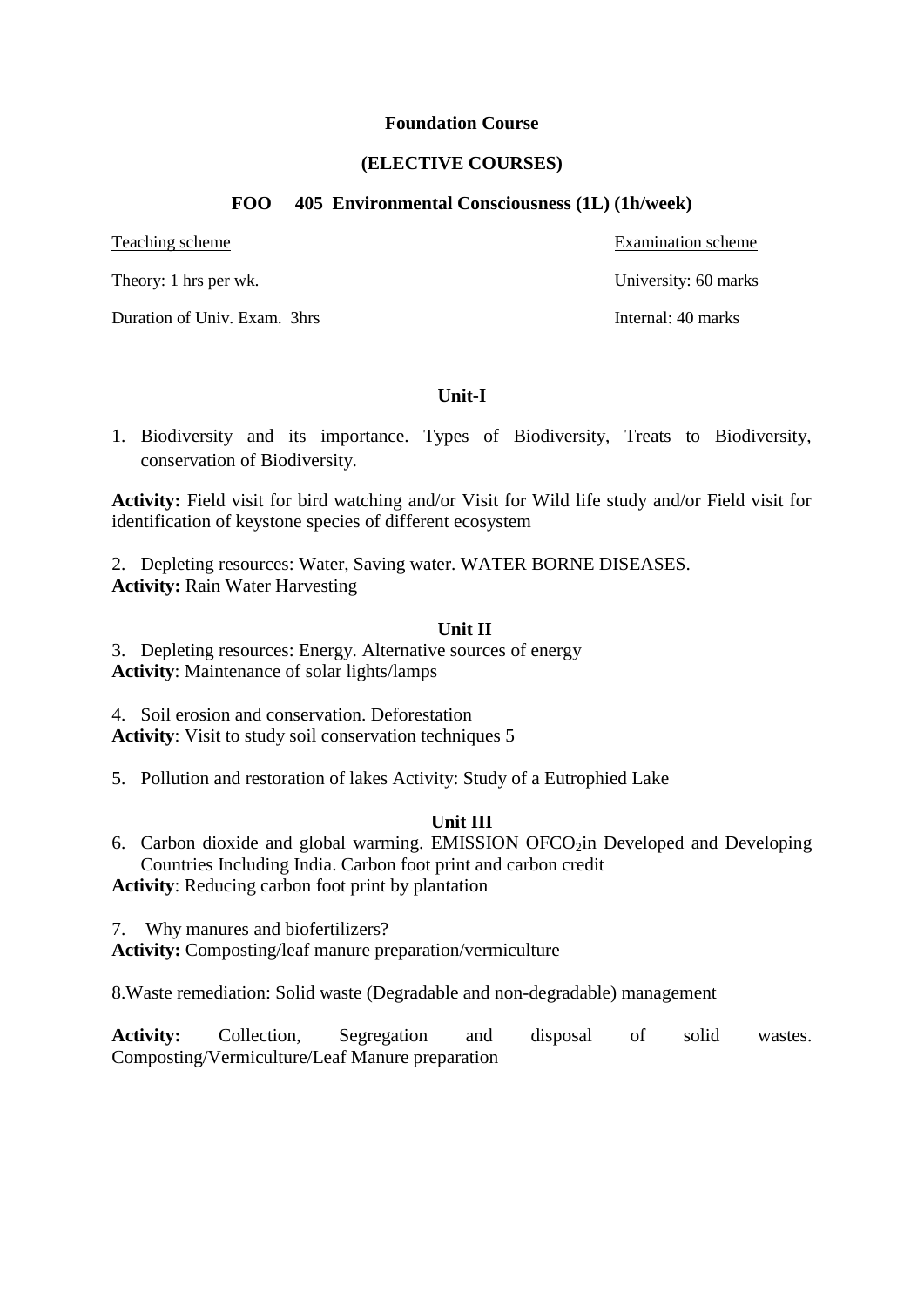**Foundation Course**

**(ELECTIVE COURSES)**

**FOO 405 Environmental Consciousness (1L) (1h/week)**

| Teaching scheme | Examination scheme |
|---|---|
| Theory: 1 hrs per wk. | University: 60 marks |
| Duration of Univ. Exam. 3hrs | Internal: 40 marks |

**Unit-I**

1. Biodiversity and its importance. Types of Biodiversity, Treats to Biodiversity, conservation of Biodiversity.

**Activity:** Field visit for bird watching and/or Visit for Wild life study and/or Field visit for identification of keystone species of different ecosystem

2. Depleting resources: Water, Saving water. WATER BORNE DISEASES.
**Activity:** Rain Water Harvesting

**Unit II**

3. Depleting resources: Energy. Alternative sources of energy
**Activity**: Maintenance of solar lights/lamps

4. Soil erosion and conservation. Deforestation
**Activity**: Visit to study soil conservation techniques 5

5. Pollution and restoration of lakes Activity: Study of a Eutrophied Lake

**Unit III**

6. Carbon dioxide and global warming. EMISSION OF$CO_2$in Developed and Developing Countries Including India. Carbon foot print and carbon credit
**Activity**: Reducing carbon foot print by plantation

7. Why manures and biofertilizers?
**Activity:** Composting/leaf manure preparation/vermiculture

8.Waste remediation: Solid waste (Degradable and non-degradable) management

**Activity:** Collection, Segregation and disposal of solid wastes. Composting/Vermiculture/Leaf Manure preparation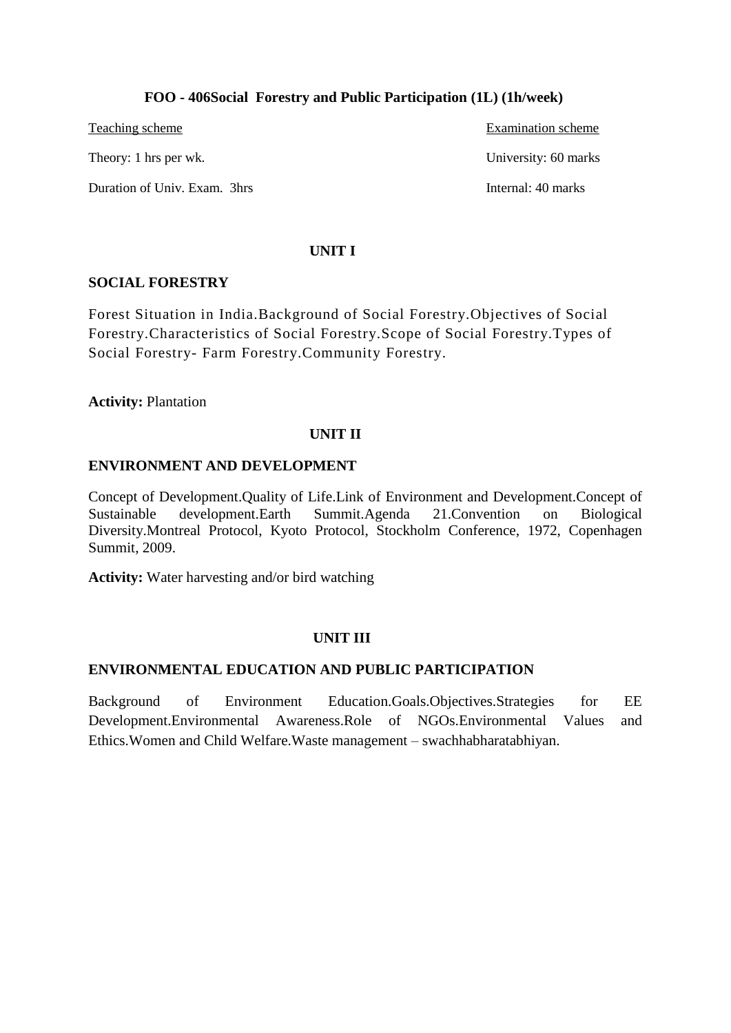**FOO - 406Social Forestry and Public Participation (1L) (1h/week)**

| Teaching scheme | Examination scheme |
|---|---|
| Theory: 1 hrs per wk. | University: 60 marks |
| Duration of Univ. Exam. 3hrs | Internal: 40 marks |

## UNIT I

### SOCIAL FORESTRY

Forest Situation in India.Background of Social Forestry.Objectives of Social Forestry.Characteristics of Social Forestry.Scope of Social Forestry.Types of Social Forestry- Farm Forestry.Community Forestry.

**Activity:** Plantation

## UNIT II

### ENVIRONMENT AND DEVELOPMENT

Concept of Development.Quality of Life.Link of Environment and Development.Concept of Sustainable development.Earth Summit.Agenda 21.Convention on Biological Diversity.Montreal Protocol, Kyoto Protocol, Stockholm Conference, 1972, Copenhagen Summit, 2009.

**Activity:** Water harvesting and/or bird watching

## UNIT III

### ENVIRONMENTAL EDUCATION AND PUBLIC PARTICIPATION

Background of Environment Education.Goals.Objectives.Strategies for EE Development.Environmental Awareness.Role of NGOs.Environmental Values and Ethics.Women and Child Welfare.Waste management – swachhabharatabhiyan.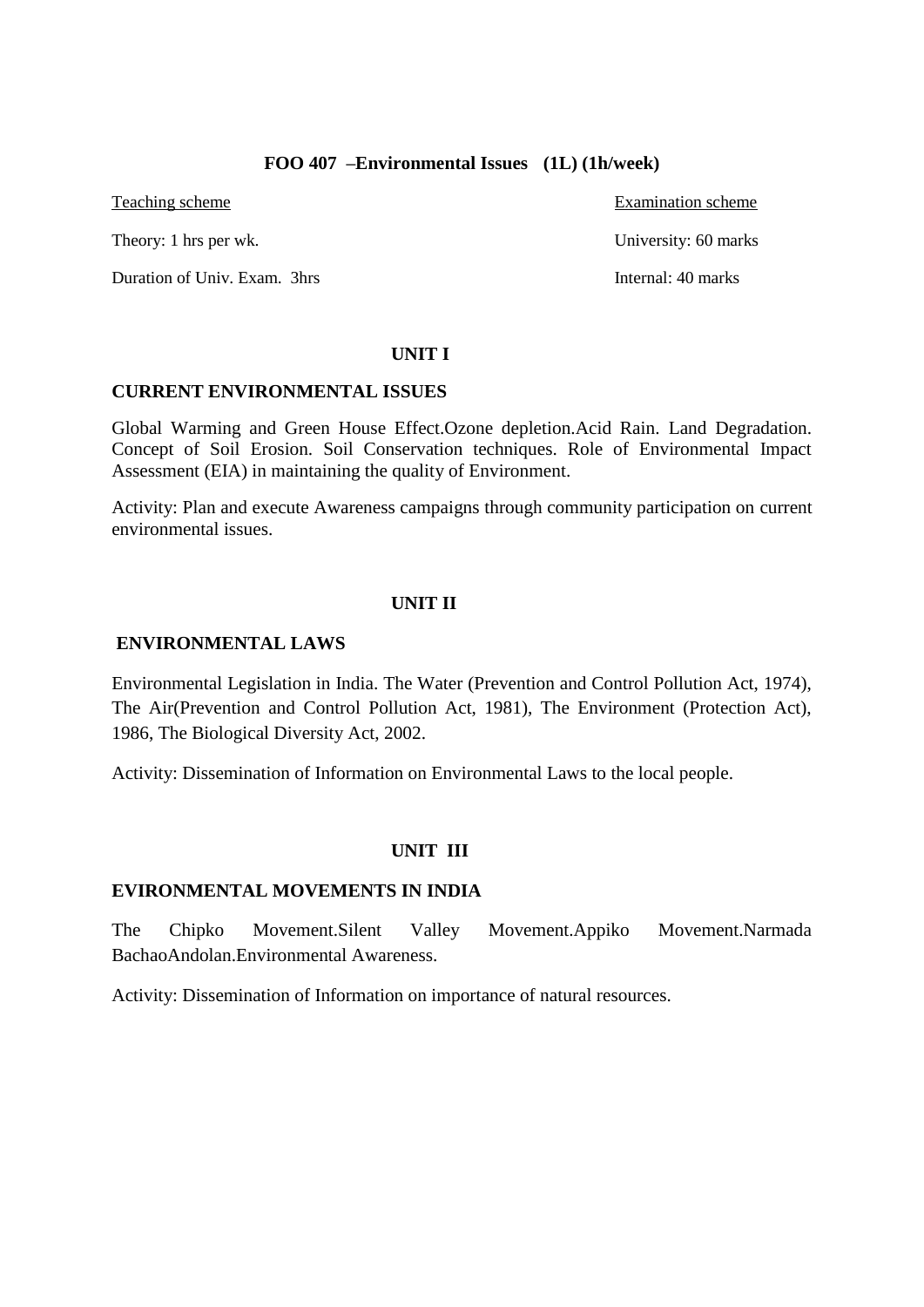**FOO 407 –Environmental Issues (1L) (1h/week)**

| Teaching scheme | Examination scheme |
| --- | --- |
| Theory: 1 hrs per wk. | University: 60 marks |
| Duration of Univ. Exam. 3hrs | Internal: 40 marks |

## UNIT I

### CURRENT ENVIRONMENTAL ISSUES

Global Warming and Green House Effect.Ozone depletion.Acid Rain. Land Degradation. Concept of Soil Erosion. Soil Conservation techniques. Role of Environmental Impact Assessment (EIA) in maintaining the quality of Environment.

Activity: Plan and execute Awareness campaigns through community participation on current environmental issues.

## UNIT II

### ENVIRONMENTAL LAWS

Environmental Legislation in India. The Water (Prevention and Control Pollution Act, 1974), The Air(Prevention and Control Pollution Act, 1981), The Environment (Protection Act), 1986, The Biological Diversity Act, 2002.

Activity: Dissemination of Information on Environmental Laws to the local people.

## UNIT III

### EVIRONMENTAL MOVEMENTS IN INDIA

The Chipko Movement.Silent Valley Movement.Appiko Movement.Narmada BachaoAndolan.Environmental Awareness.

Activity: Dissemination of Information on importance of natural resources.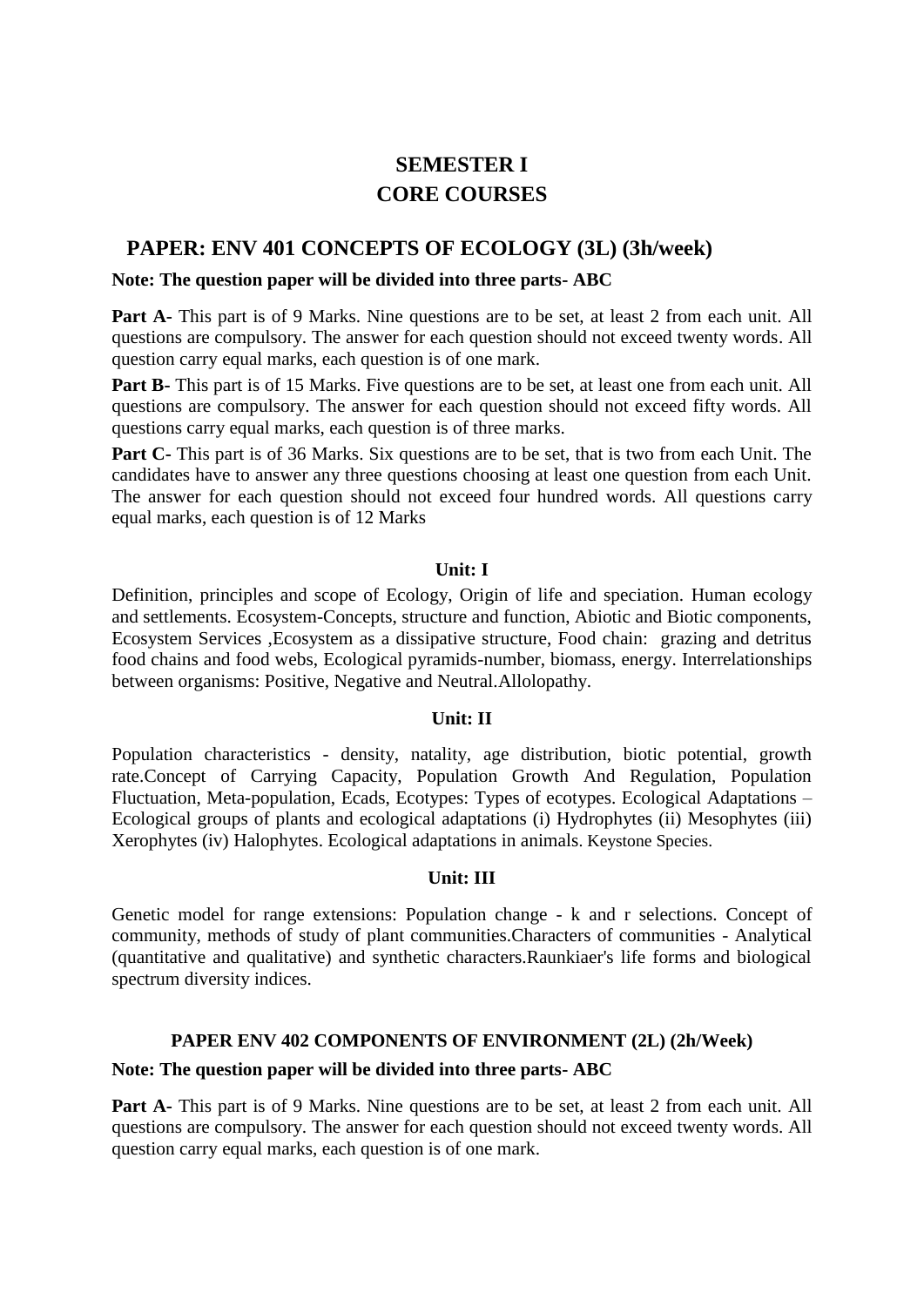# SEMESTER I
# CORE COURSES

## PAPER: ENV 401 CONCEPTS OF ECOLOGY (3L) (3h/week)

**Note: The question paper will be divided into three parts- ABC**

**Part A-** This part is of 9 Marks. Nine questions are to be set, at least 2 from each unit. All questions are compulsory. The answer for each question should not exceed twenty words. All question carry equal marks, each question is of one mark.

**Part B-** This part is of 15 Marks. Five questions are to be set, at least one from each unit. All questions are compulsory. The answer for each question should not exceed fifty words. All questions carry equal marks, each question is of three marks.

**Part C-** This part is of 36 Marks. Six questions are to be set, that is two from each Unit. The candidates have to answer any three questions choosing at least one question from each Unit. The answer for each question should not exceed four hundred words. All questions carry equal marks, each question is of 12 Marks

**Unit: I**

Definition, principles and scope of Ecology, Origin of life and speciation. Human ecology and settlements. Ecosystem-Concepts, structure and function, Abiotic and Biotic components, Ecosystem Services ,Ecosystem as a dissipative structure, Food chain: grazing and detritus food chains and food webs, Ecological pyramids-number, biomass, energy. Interrelationships between organisms: Positive, Negative and Neutral.Allolopathy.

**Unit: II**

Population characteristics - density, natality, age distribution, biotic potential, growth rate.Concept of Carrying Capacity, Population Growth And Regulation, Population Fluctuation, Meta-population, Ecads, Ecotypes: Types of ecotypes. Ecological Adaptations – Ecological groups of plants and ecological adaptations (i) Hydrophytes (ii) Mesophytes (iii) Xerophytes (iv) Halophytes. Ecological adaptations in animals. Keystone Species.

**Unit: III**

Genetic model for range extensions: Population change - k and r selections. Concept of community, methods of study of plant communities.Characters of communities - Analytical (quantitative and qualitative) and synthetic characters.Raunkiaer's life forms and biological spectrum diversity indices.

### PAPER ENV 402 COMPONENTS OF ENVIRONMENT (2L) (2h/Week)

**Note: The question paper will be divided into three parts- ABC**

**Part A-** This part is of 9 Marks. Nine questions are to be set, at least 2 from each unit. All questions are compulsory. The answer for each question should not exceed twenty words. All question carry equal marks, each question is of one mark.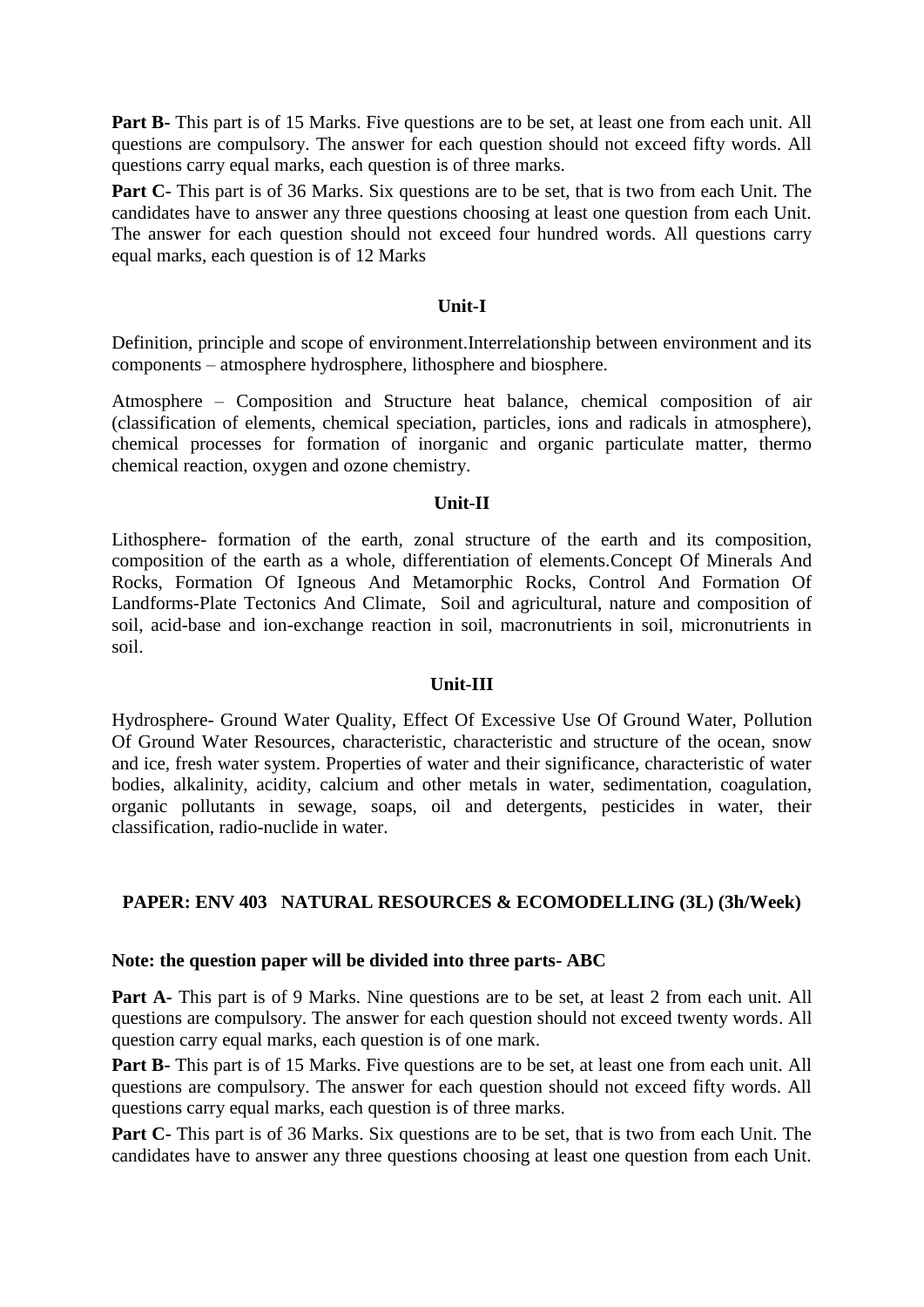**Part B**- This part is of 15 Marks. Five questions are to be set, at least one from each unit. All questions are compulsory. The answer for each question should not exceed fifty words. All questions carry equal marks, each question is of three marks.

**Part C**- This part is of 36 Marks. Six questions are to be set, that is two from each Unit. The candidates have to answer any three questions choosing at least one question from each Unit. The answer for each question should not exceed four hundred words. All questions carry equal marks, each question is of 12 Marks

### Unit-I

Definition, principle and scope of environment.Interrelationship between environment and its components – atmosphere hydrosphere, lithosphere and biosphere.

Atmosphere – Composition and Structure heat balance, chemical composition of air (classification of elements, chemical speciation, particles, ions and radicals in atmosphere), chemical processes for formation of inorganic and organic particulate matter, thermo chemical reaction, oxygen and ozone chemistry.

### Unit-II

Lithosphere- formation of the earth, zonal structure of the earth and its composition, composition of the earth as a whole, differentiation of elements.Concept Of Minerals And Rocks, Formation Of Igneous And Metamorphic Rocks, Control And Formation Of Landforms-Plate Tectonics And Climate, Soil and agricultural, nature and composition of soil, acid-base and ion-exchange reaction in soil, macronutrients in soil, micronutrients in soil.

### Unit-III

Hydrosphere- Ground Water Quality, Effect Of Excessive Use Of Ground Water, Pollution Of Ground Water Resources, characteristic, characteristic and structure of the ocean, snow and ice, fresh water system. Properties of water and their significance, characteristic of water bodies, alkalinity, acidity, calcium and other metals in water, sedimentation, coagulation, organic pollutants in sewage, soaps, oil and detergents, pesticides in water, their classification, radio-nuclide in water.

## PAPER: ENV 403 NATURAL RESOURCES & ECOMODELLING (3L) (3h/Week)

**Note: the question paper will be divided into three parts- ABC**

**Part A**- This part is of 9 Marks. Nine questions are to be set, at least 2 from each unit. All questions are compulsory. The answer for each question should not exceed twenty words. All question carry equal marks, each question is of one mark.

**Part B**- This part is of 15 Marks. Five questions are to be set, at least one from each unit. All questions are compulsory. The answer for each question should not exceed fifty words. All questions carry equal marks, each question is of three marks.

**Part C**- This part is of 36 Marks. Six questions are to be set, that is two from each Unit. The candidates have to answer any three questions choosing at least one question from each Unit.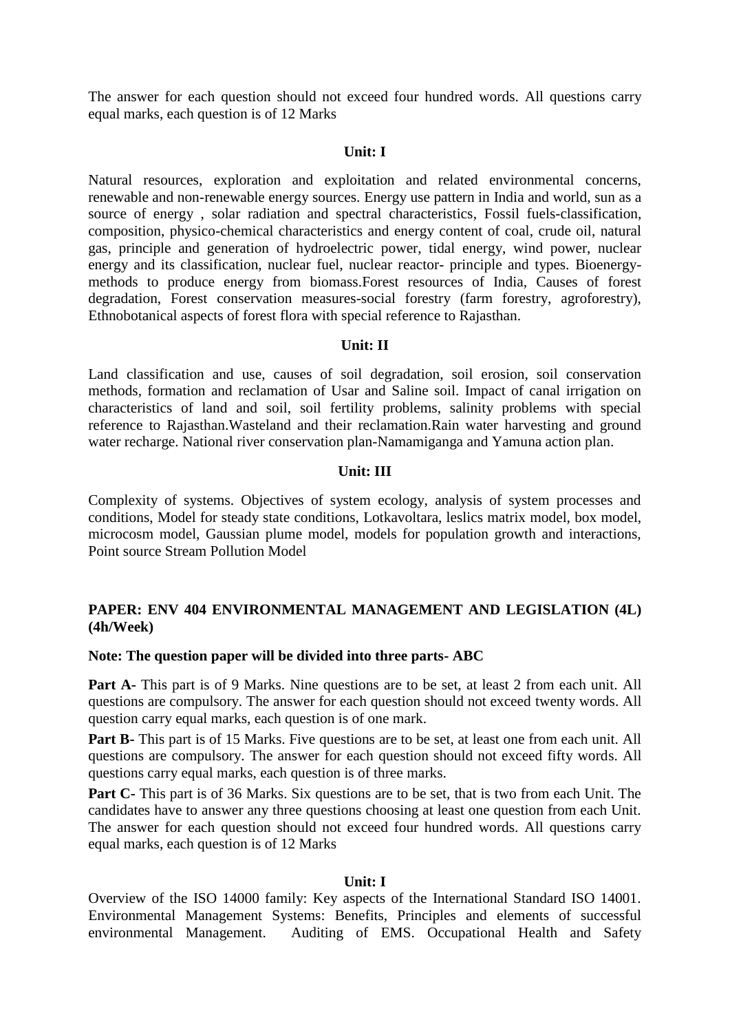The answer for each question should not exceed four hundred words. All questions carry equal marks, each question is of 12 Marks

**Unit: I**

Natural resources, exploration and exploitation and related environmental concerns, renewable and non-renewable energy sources. Energy use pattern in India and world, sun as a source of energy , solar radiation and spectral characteristics, Fossil fuels-classification, composition, physico-chemical characteristics and energy content of coal, crude oil, natural gas, principle and generation of hydroelectric power, tidal energy, wind power, nuclear energy and its classification, nuclear fuel, nuclear reactor- principle and types. Bioenergy-methods to produce energy from biomass.Forest resources of India, Causes of forest degradation, Forest conservation measures-social forestry (farm forestry, agroforestry), Ethnobotanical aspects of forest flora with special reference to Rajasthan.

**Unit: II**

Land classification and use, causes of soil degradation, soil erosion, soil conservation methods, formation and reclamation of Usar and Saline soil. Impact of canal irrigation on characteristics of land and soil, soil fertility problems, salinity problems with special reference to Rajasthan.Wasteland and their reclamation.Rain water harvesting and ground water recharge. National river conservation plan-Namamiganga and Yamuna action plan.

**Unit: III**

Complexity of systems. Objectives of system ecology, analysis of system processes and conditions, Model for steady state conditions, Lotkavoltara, leslics matrix model, box model, microcosm model, Gaussian plume model, models for population growth and interactions, Point source Stream Pollution Model

**PAPER: ENV 404 ENVIRONMENTAL MANAGEMENT AND LEGISLATION (4L) (4h/Week)**

**Note: The question paper will be divided into three parts- ABC**

**Part A-** This part is of 9 Marks. Nine questions are to be set, at least 2 from each unit. All questions are compulsory. The answer for each question should not exceed twenty words. All question carry equal marks, each question is of one mark.

**Part B-** This part is of 15 Marks. Five questions are to be set, at least one from each unit. All questions are compulsory. The answer for each question should not exceed fifty words. All questions carry equal marks, each question is of three marks.

**Part C-** This part is of 36 Marks. Six questions are to be set, that is two from each Unit. The candidates have to answer any three questions choosing at least one question from each Unit. The answer for each question should not exceed four hundred words. All questions carry equal marks, each question is of 12 Marks

**Unit: I**

Overview of the ISO 14000 family: Key aspects of the International Standard ISO 14001. Environmental Management Systems: Benefits, Principles and elements of successful environmental Management. Auditing of EMS. Occupational Health and Safety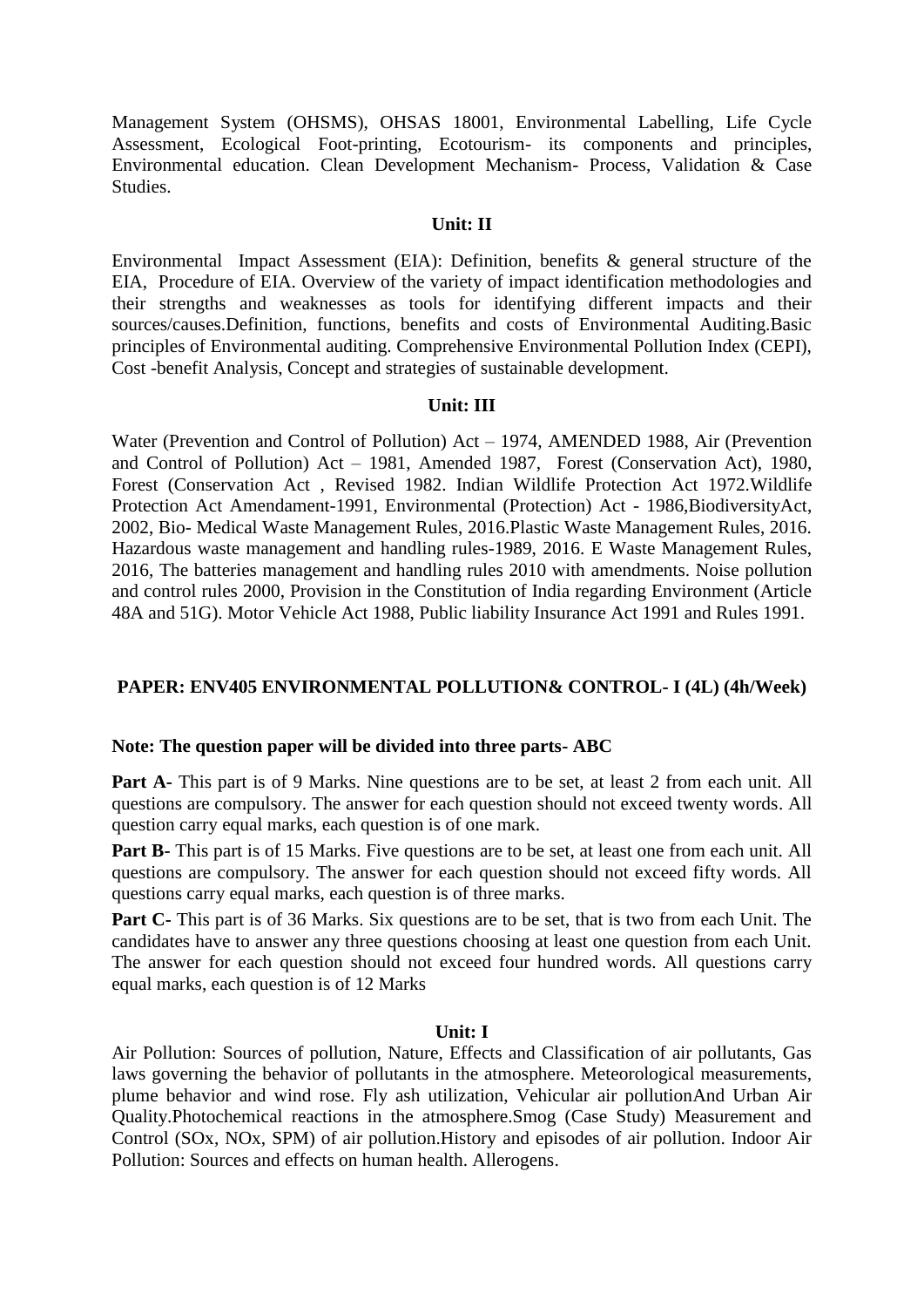Management System (OHSMS), OHSAS 18001, Environmental Labelling, Life Cycle Assessment, Ecological Foot-printing, Ecotourism- its components and principles, Environmental education. Clean Development Mechanism- Process, Validation & Case Studies.

**Unit: II**

Environmental Impact Assessment (EIA): Definition, benefits & general structure of the EIA, Procedure of EIA. Overview of the variety of impact identification methodologies and their strengths and weaknesses as tools for identifying different impacts and their sources/causes.Definition, functions, benefits and costs of Environmental Auditing.Basic principles of Environmental auditing. Comprehensive Environmental Pollution Index (CEPI), Cost -benefit Analysis, Concept and strategies of sustainable development.

**Unit: III**

Water (Prevention and Control of Pollution) Act – 1974, AMENDED 1988, Air (Prevention and Control of Pollution) Act – 1981, Amended 1987, Forest (Conservation Act), 1980, Forest (Conservation Act , Revised 1982. Indian Wildlife Protection Act 1972.Wildlife Protection Act Amendament-1991, Environmental (Protection) Act - 1986,BiodiversityAct, 2002, Bio- Medical Waste Management Rules, 2016.Plastic Waste Management Rules, 2016. Hazardous waste management and handling rules-1989, 2016. E Waste Management Rules, 2016, The batteries management and handling rules 2010 with amendments. Noise pollution and control rules 2000, Provision in the Constitution of India regarding Environment (Article 48A and 51G). Motor Vehicle Act 1988, Public liability Insurance Act 1991 and Rules 1991.

## PAPER: ENV405 ENVIRONMENTAL POLLUTION& CONTROL- I (4L) (4h/Week)

**Note: The question paper will be divided into three parts- ABC**

**Part A-** This part is of 9 Marks. Nine questions are to be set, at least 2 from each unit. All questions are compulsory. The answer for each question should not exceed twenty words. All question carry equal marks, each question is of one mark.

**Part B-** This part is of 15 Marks. Five questions are to be set, at least one from each unit. All questions are compulsory. The answer for each question should not exceed fifty words. All questions carry equal marks, each question is of three marks.

**Part C-** This part is of 36 Marks. Six questions are to be set, that is two from each Unit. The candidates have to answer any three questions choosing at least one question from each Unit. The answer for each question should not exceed four hundred words. All questions carry equal marks, each question is of 12 Marks

**Unit: I**

Air Pollution: Sources of pollution, Nature, Effects and Classification of air pollutants, Gas laws governing the behavior of pollutants in the atmosphere. Meteorological measurements, plume behavior and wind rose. Fly ash utilization, Vehicular air pollutionAnd Urban Air Quality.Photochemical reactions in the atmosphere.Smog (Case Study) Measurement and Control (SOx, NOx, SPM) of air pollution.History and episodes of air pollution. Indoor Air Pollution: Sources and effects on human health. Allerogens.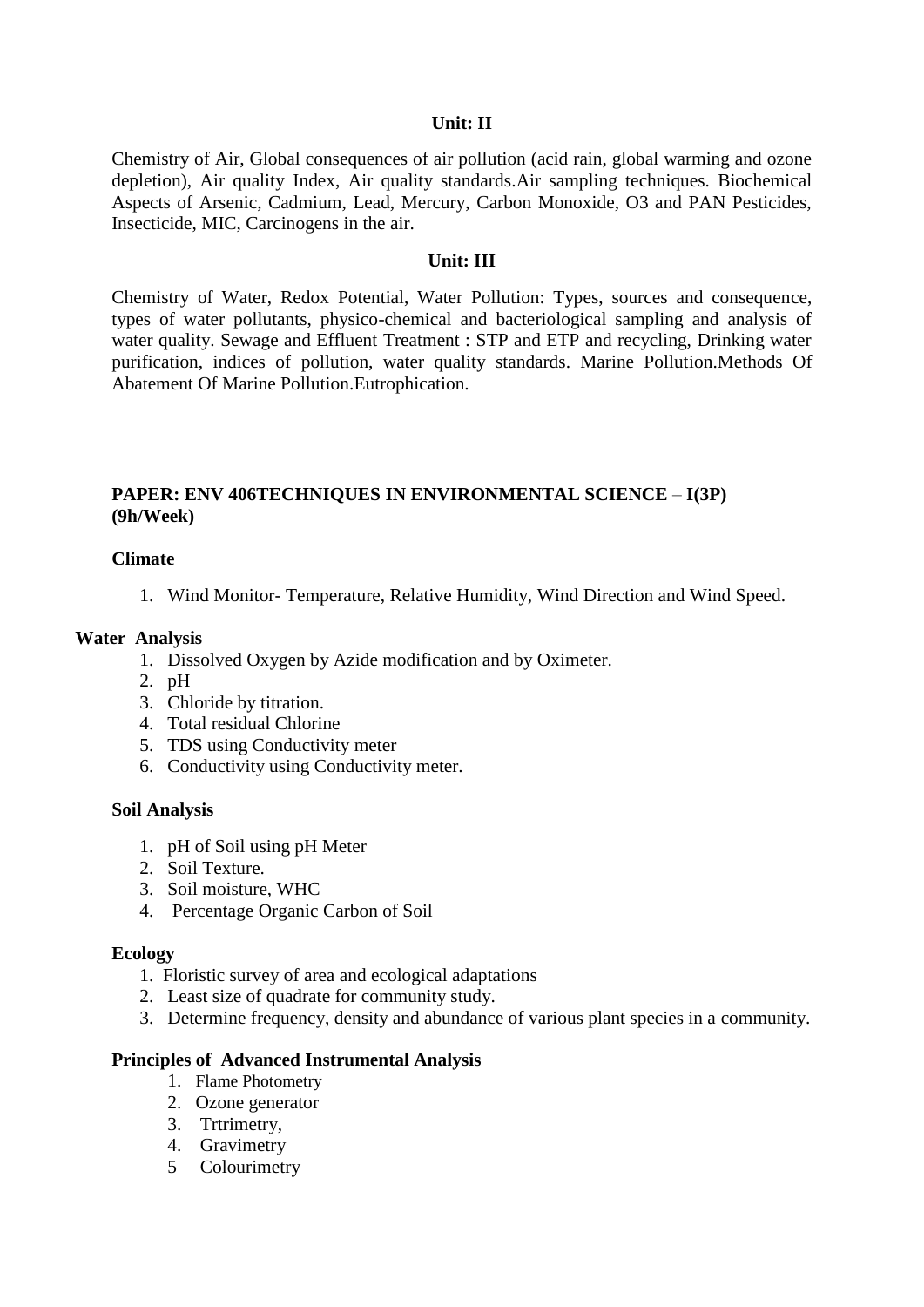### Unit: II

Chemistry of Air, Global consequences of air pollution (acid rain, global warming and ozone depletion), Air quality Index, Air quality standards.Air sampling techniques. Biochemical Aspects of Arsenic, Cadmium, Lead, Mercury, Carbon Monoxide, $O_3$ and PAN Pesticides, Insecticide, MIC, Carcinogens in the air.

### Unit: III

Chemistry of Water, Redox Potential, Water Pollution: Types, sources and consequence, types of water pollutants, physico-chemical and bacteriological sampling and analysis of water quality. Sewage and Effluent Treatment : STP and ETP and recycling, Drinking water purification, indices of pollution, water quality standards. Marine Pollution.Methods Of Abatement Of Marine Pollution.Eutrophication.

## PAPER: ENV 406TECHNIQUES IN ENVIRONMENTAL SCIENCE – I(3P) (9h/Week)

**Climate**

1. Wind Monitor- Temperature, Relative Humidity, Wind Direction and Wind Speed.

**Water Analysis**

1. Dissolved Oxygen by Azide modification and by Oximeter.
2. pH
3. Chloride by titration.
4. Total residual Chlorine
5. TDS using Conductivity meter
6. Conductivity using Conductivity meter.

**Soil Analysis**

1. pH of Soil using pH Meter
2. Soil Texture.
3. Soil moisture, WHC
4. Percentage Organic Carbon of Soil

**Ecology**

1. Floristic survey of area and ecological adaptations
2. Least size of quadrate for community study.
3. Determine frequency, density and abundance of various plant species in a community.

**Principles of Advanced Instrumental Analysis**

1. Flame Photometry
2. Ozone generator
3. Trtrimetry,
4. Gravimetry
5. Colourimetry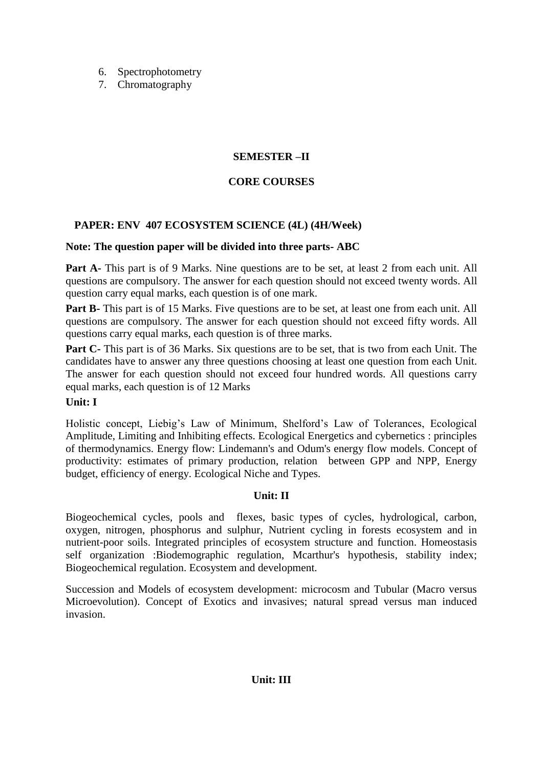6. Spectrophotometry
7. Chromatography

## SEMESTER –II

## CORE COURSES

### PAPER: ENV 407 ECOSYSTEM SCIENCE (4L) (4H/Week)

**Note: The question paper will be divided into three parts- ABC**

**Part A-** This part is of 9 Marks. Nine questions are to be set, at least 2 from each unit. All questions are compulsory. The answer for each question should not exceed twenty words. All question carry equal marks, each question is of one mark.

**Part B-** This part is of 15 Marks. Five questions are to be set, at least one from each unit. All questions are compulsory. The answer for each question should not exceed fifty words. All questions carry equal marks, each question is of three marks.

**Part C-** This part is of 36 Marks. Six questions are to be set, that is two from each Unit. The candidates have to answer any three questions choosing at least one question from each Unit. The answer for each question should not exceed four hundred words. All questions carry equal marks, each question is of 12 Marks

**Unit: I**

Holistic concept, Liebig's Law of Minimum, Shelford's Law of Tolerances, Ecological Amplitude, Limiting and Inhibiting effects. Ecological Energetics and cybernetics : principles of thermodynamics. Energy flow: Lindemann's and Odum's energy flow models. Concept of productivity: estimates of primary production, relation between GPP and NPP, Energy budget, efficiency of energy. Ecological Niche and Types.

**Unit: II**

Biogeochemical cycles, pools and flexes, basic types of cycles, hydrological, carbon, oxygen, nitrogen, phosphorus and sulphur, Nutrient cycling in forests ecosystem and in nutrient-poor soils. Integrated principles of ecosystem structure and function. Homeostasis self organization :Biodemographic regulation, Mcarthur's hypothesis, stability index; Biogeochemical regulation. Ecosystem and development.

Succession and Models of ecosystem development: microcosm and Tubular (Macro versus Microevolution). Concept of Exotics and invasives; natural spread versus man induced invasion.

**Unit: III**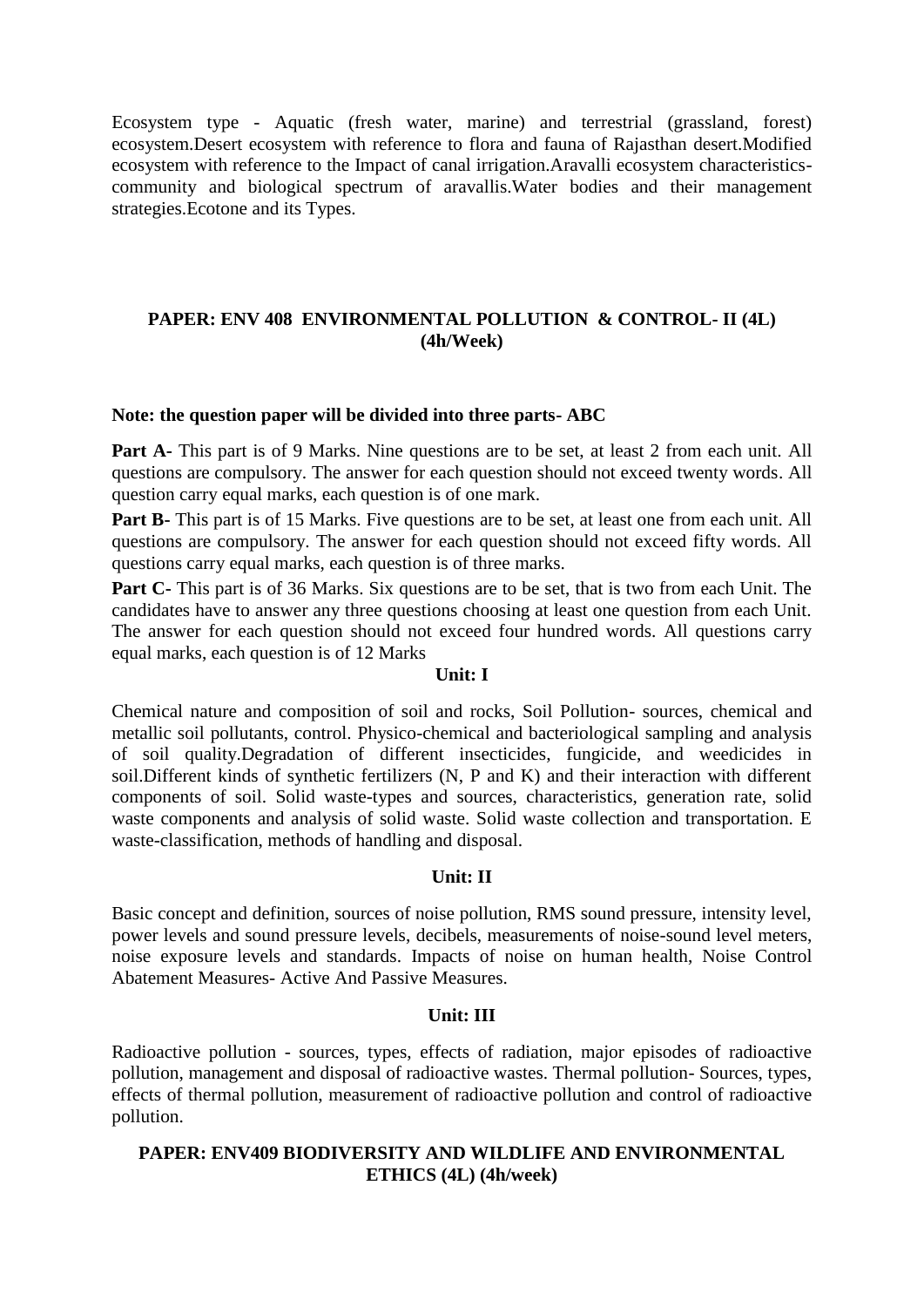Ecosystem type - Aquatic (fresh water, marine) and terrestrial (grassland, forest) ecosystem.Desert ecosystem with reference to flora and fauna of Rajasthan desert.Modified ecosystem with reference to the Impact of canal irrigation.Aravalli ecosystem characteristics-community and biological spectrum of aravallis.Water bodies and their management strategies.Ecotone and its Types.

## PAPER: ENV 408 ENVIRONMENTAL POLLUTION & CONTROL- II (4L) (4h/Week)

**Note: the question paper will be divided into three parts- ABC**

**Part A-** This part is of 9 Marks. Nine questions are to be set, at least 2 from each unit. All questions are compulsory. The answer for each question should not exceed twenty words. All question carry equal marks, each question is of one mark.

**Part B-** This part is of 15 Marks. Five questions are to be set, at least one from each unit. All questions are compulsory. The answer for each question should not exceed fifty words. All questions carry equal marks, each question is of three marks.

**Part C-** This part is of 36 Marks. Six questions are to be set, that is two from each Unit. The candidates have to answer any three questions choosing at least one question from each Unit. The answer for each question should not exceed four hundred words. All questions carry equal marks, each question is of 12 Marks

**Unit: I**

Chemical nature and composition of soil and rocks, Soil Pollution- sources, chemical and metallic soil pollutants, control. Physico-chemical and bacteriological sampling and analysis of soil quality.Degradation of different insecticides, fungicide, and weedicides in soil.Different kinds of synthetic fertilizers (N, P and K) and their interaction with different components of soil. Solid waste-types and sources, characteristics, generation rate, solid waste components and analysis of solid waste. Solid waste collection and transportation. E waste-classification, methods of handling and disposal.

**Unit: II**

Basic concept and definition, sources of noise pollution, RMS sound pressure, intensity level, power levels and sound pressure levels, decibels, measurements of noise-sound level meters, noise exposure levels and standards. Impacts of noise on human health, Noise Control Abatement Measures- Active And Passive Measures.

**Unit: III**

Radioactive pollution - sources, types, effects of radiation, major episodes of radioactive pollution, management and disposal of radioactive wastes. Thermal pollution- Sources, types, effects of thermal pollution, measurement of radioactive pollution and control of radioactive pollution.

## PAPER: ENV409 BIODIVERSITY AND WILDLIFE AND ENVIRONMENTAL ETHICS (4L) (4h/week)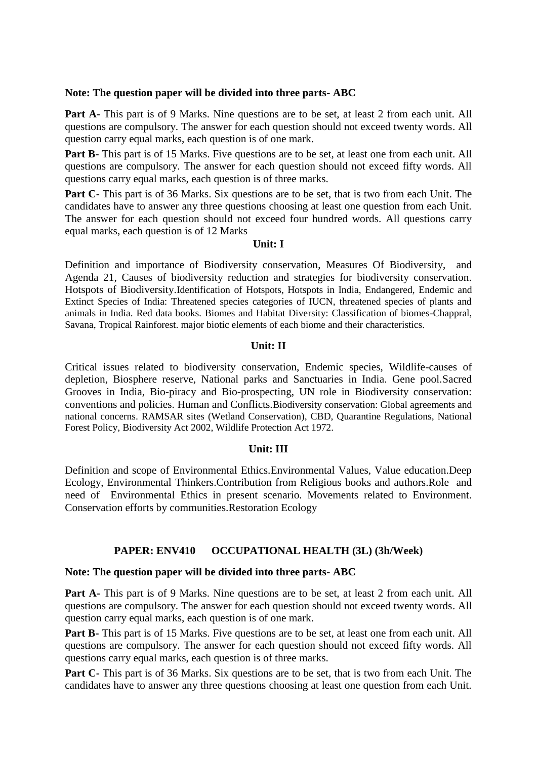**Note: The question paper will be divided into three parts- ABC**

**Part A-** This part is of 9 Marks. Nine questions are to be set, at least 2 from each unit. All questions are compulsory. The answer for each question should not exceed twenty words. All question carry equal marks, each question is of one mark.

**Part B-** This part is of 15 Marks. Five questions are to be set, at least one from each unit. All questions are compulsory. The answer for each question should not exceed fifty words. All questions carry equal marks, each question is of three marks.

**Part C-** This part is of 36 Marks. Six questions are to be set, that is two from each Unit. The candidates have to answer any three questions choosing at least one question from each Unit. The answer for each question should not exceed four hundred words. All questions carry equal marks, each question is of 12 Marks

**Unit: I**

Definition and importance of Biodiversity conservation, Measures Of Biodiversity, and Agenda 21, Causes of biodiversity reduction and strategies for biodiversity conservation. Hotspots of Biodiversity.Identification of Hotspots, Hotspots in India, Endangered, Endemic and Extinct Species of India: Threatened species categories of IUCN, threatened species of plants and animals in India. Red data books. Biomes and Habitat Diversity: Classification of biomes-Chappral, Savana, Tropical Rainforest. major biotic elements of each biome and their characteristics.

**Unit: II**

Critical issues related to biodiversity conservation, Endemic species, Wildlife-causes of depletion, Biosphere reserve, National parks and Sanctuaries in India. Gene pool.Sacred Grooves in India, Bio-piracy and Bio-prospecting, UN role in Biodiversity conservation: conventions and policies. Human and Conflicts.Biodiversity conservation: Global agreements and national concerns. RAMSAR sites (Wetland Conservation), CBD, Quarantine Regulations, National Forest Policy, Biodiversity Act 2002, Wildlife Protection Act 1972.

**Unit: III**

Definition and scope of Environmental Ethics.Environmental Values, Value education.Deep Ecology, Environmental Thinkers.Contribution from Religious books and authors.Role and need of Environmental Ethics in present scenario. Movements related to Environment. Conservation efforts by communities.Restoration Ecology

## PAPER: ENV410 OCCUPATIONAL HEALTH (3L) (3h/Week)

**Note: The question paper will be divided into three parts- ABC**

**Part A-** This part is of 9 Marks. Nine questions are to be set, at least 2 from each unit. All questions are compulsory. The answer for each question should not exceed twenty words. All question carry equal marks, each question is of one mark.

**Part B-** This part is of 15 Marks. Five questions are to be set, at least one from each unit. All questions are compulsory. The answer for each question should not exceed fifty words. All questions carry equal marks, each question is of three marks.

**Part C-** This part is of 36 Marks. Six questions are to be set, that is two from each Unit. The candidates have to answer any three questions choosing at least one question from each Unit.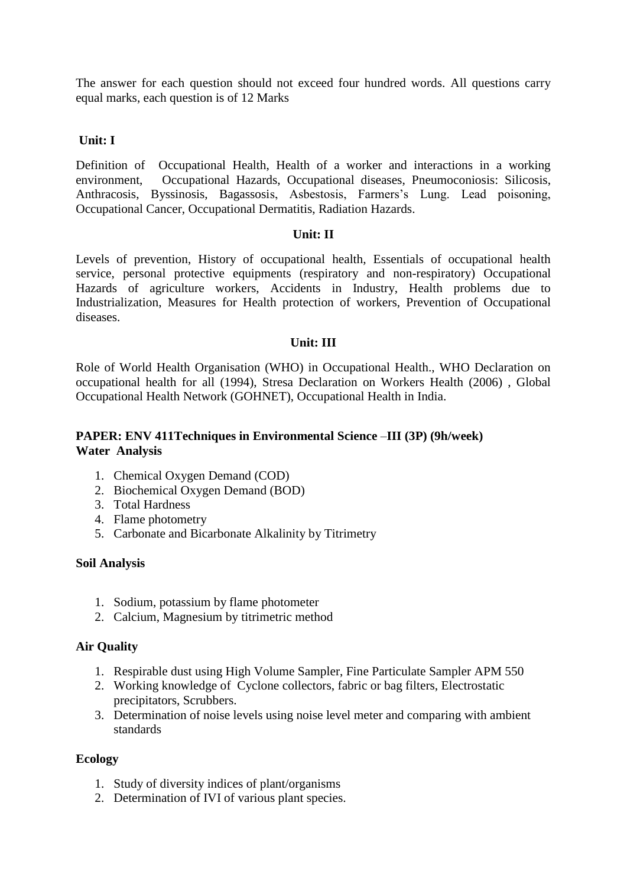The answer for each question should not exceed four hundred words. All questions carry equal marks, each question is of 12 Marks

**Unit: I**

Definition of Occupational Health, Health of a worker and interactions in a working environment, Occupational Hazards, Occupational diseases, Pneumoconiosis: Silicosis, Anthracosis, Byssinosis, Bagassosis, Asbestosis, Farmers's Lung. Lead poisoning, Occupational Cancer, Occupational Dermatitis, Radiation Hazards.

**Unit: II**

Levels of prevention, History of occupational health, Essentials of occupational health service, personal protective equipments (respiratory and non-respiratory) Occupational Hazards of agriculture workers, Accidents in Industry, Health problems due to Industrialization, Measures for Health protection of workers, Prevention of Occupational diseases.

**Unit: III**

Role of World Health Organisation (WHO) in Occupational Health., WHO Declaration on occupational health for all (1994), Stresa Declaration on Workers Health (2006) , Global Occupational Health Network (GOHNET), Occupational Health in India.

**PAPER: ENV 411Techniques in Environmental Science –III (3P) (9h/week)**
**Water Analysis**

1. Chemical Oxygen Demand (COD)
2. Biochemical Oxygen Demand (BOD)
3. Total Hardness
4. Flame photometry
5. Carbonate and Bicarbonate Alkalinity by Titrimetry

**Soil Analysis**

1. Sodium, potassium by flame photometer
2. Calcium, Magnesium by titrimetric method

**Air Quality**

1. Respirable dust using High Volume Sampler, Fine Particulate Sampler APM 550
2. Working knowledge of Cyclone collectors, fabric or bag filters, Electrostatic precipitators, Scrubbers.
3. Determination of noise levels using noise level meter and comparing with ambient standards

**Ecology**

1. Study of diversity indices of plant/organisms
2. Determination of IVI of various plant species.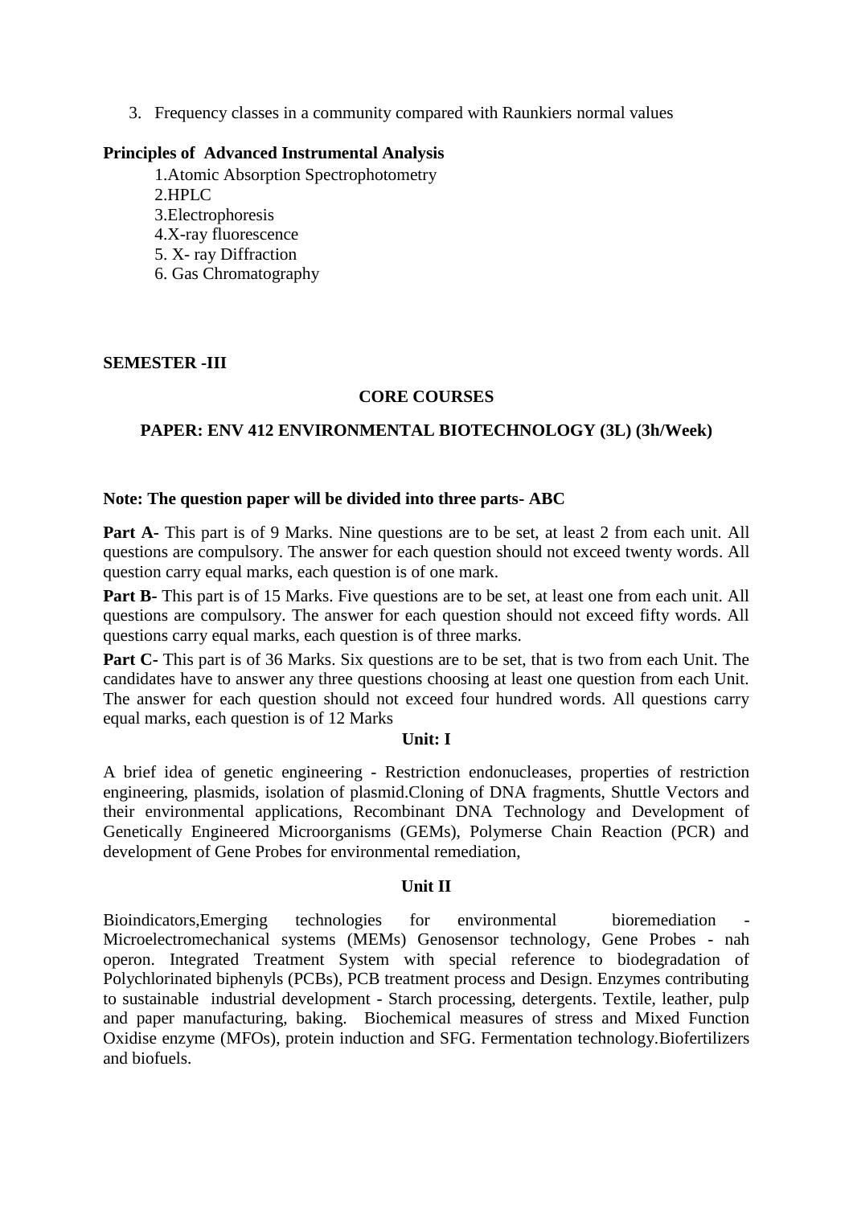3. Frequency classes in a community compared with Raunkiers normal values

**Principles of Advanced Instrumental Analysis**

1. Atomic Absorption Spectrophotometry
2. HPLC
3. Electrophoresis
4. X-ray fluorescence
5. X- ray Diffraction
6. Gas Chromatography

**SEMESTER -III**

**CORE COURSES**

**PAPER: ENV 412 ENVIRONMENTAL BIOTECHNOLOGY (3L) (3h/Week)**

**Note: The question paper will be divided into three parts- ABC**

**Part A**- This part is of 9 Marks. Nine questions are to be set, at least 2 from each unit. All questions are compulsory. The answer for each question should not exceed twenty words. All question carry equal marks, each question is of one mark.

**Part B**- This part is of 15 Marks. Five questions are to be set, at least one from each unit. All questions are compulsory. The answer for each question should not exceed fifty words. All questions carry equal marks, each question is of three marks.

**Part C**- This part is of 36 Marks. Six questions are to be set, that is two from each Unit. The candidates have to answer any three questions choosing at least one question from each Unit. The answer for each question should not exceed four hundred words. All questions carry equal marks, each question is of 12 Marks

**Unit: I**

A brief idea of genetic engineering - Restriction endonucleases, properties of restriction engineering, plasmids, isolation of plasmid.Cloning of DNA fragments, Shuttle Vectors and their environmental applications, Recombinant DNA Technology and Development of Genetically Engineered Microorganisms (GEMs), Polymerse Chain Reaction (PCR) and development of Gene Probes for environmental remediation,

**Unit II**

Bioindicators,Emerging technologies for environmental bioremediation - Microelectromechanical systems (MEMs) Genosensor technology, Gene Probes - nah operon. Integrated Treatment System with special reference to biodegradation of Polychlorinated biphenyls (PCBs), PCB treatment process and Design. Enzymes contributing to sustainable industrial development - Starch processing, detergents. Textile, leather, pulp and paper manufacturing, baking. Biochemical measures of stress and Mixed Function Oxidise enzyme (MFOs), protein induction and SFG. Fermentation technology.Biofertilizers and biofuels.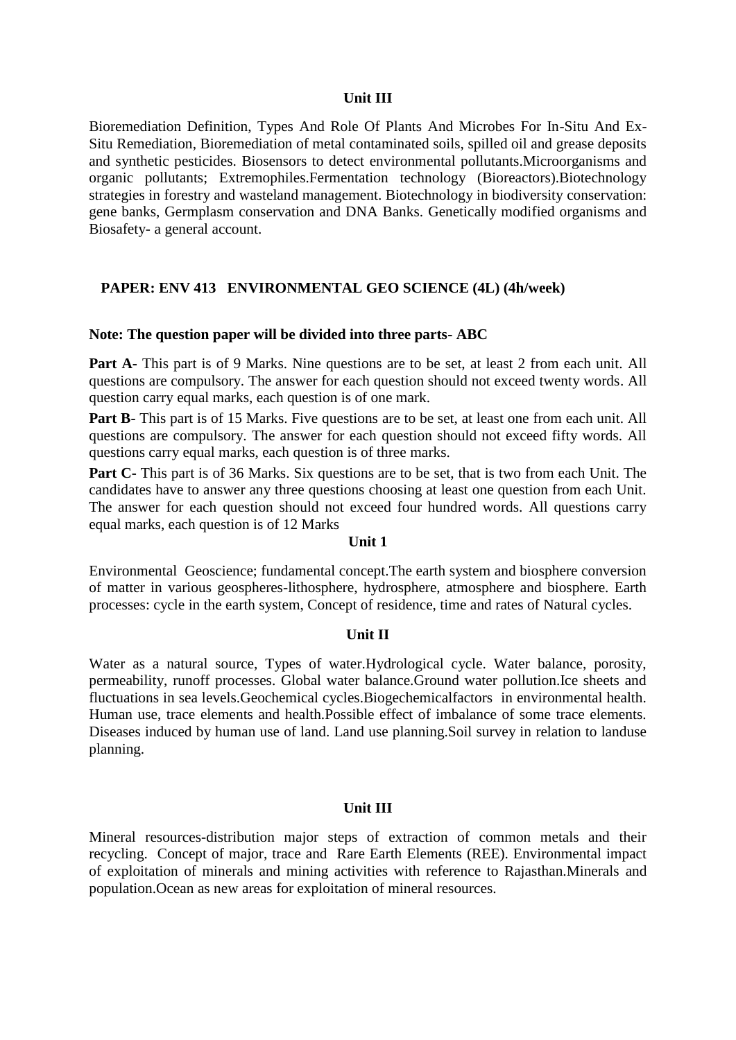### Unit III

Bioremediation Definition, Types And Role Of Plants And Microbes For In-Situ And Ex-Situ Remediation, Bioremediation of metal contaminated soils, spilled oil and grease deposits and synthetic pesticides. Biosensors to detect environmental pollutants.Microorganisms and organic pollutants; Extremophiles.Fermentation technology (Bioreactors).Biotechnology strategies in forestry and wasteland management. Biotechnology in biodiversity conservation: gene banks, Germplasm conservation and DNA Banks. Genetically modified organisms and Biosafety- a general account.

## PAPER: ENV 413 ENVIRONMENTAL GEO SCIENCE (4L) (4h/week)

**Note: The question paper will be divided into three parts- ABC**

**Part A-** This part is of 9 Marks. Nine questions are to be set, at least 2 from each unit. All questions are compulsory. The answer for each question should not exceed twenty words. All question carry equal marks, each question is of one mark.

**Part B-** This part is of 15 Marks. Five questions are to be set, at least one from each unit. All questions are compulsory. The answer for each question should not exceed fifty words. All questions carry equal marks, each question is of three marks.

**Part C-** This part is of 36 Marks. Six questions are to be set, that is two from each Unit. The candidates have to answer any three questions choosing at least one question from each Unit. The answer for each question should not exceed four hundred words. All questions carry equal marks, each question is of 12 Marks

### Unit 1

Environmental Geoscience; fundamental concept.The earth system and biosphere conversion of matter in various geospheres-lithosphere, hydrosphere, atmosphere and biosphere. Earth processes: cycle in the earth system, Concept of residence, time and rates of Natural cycles.

### Unit II

Water as a natural source, Types of water.Hydrological cycle. Water balance, porosity, permeability, runoff processes. Global water balance.Ground water pollution.Ice sheets and fluctuations in sea levels.Geochemical cycles.Biogechemicalfactors in environmental health. Human use, trace elements and health.Possible effect of imbalance of some trace elements. Diseases induced by human use of land. Land use planning.Soil survey in relation to landuse planning.

### Unit III

Mineral resources-distribution major steps of extraction of common metals and their recycling. Concept of major, trace and Rare Earth Elements (REE). Environmental impact of exploitation of minerals and mining activities with reference to Rajasthan.Minerals and population.Ocean as new areas for exploitation of mineral resources.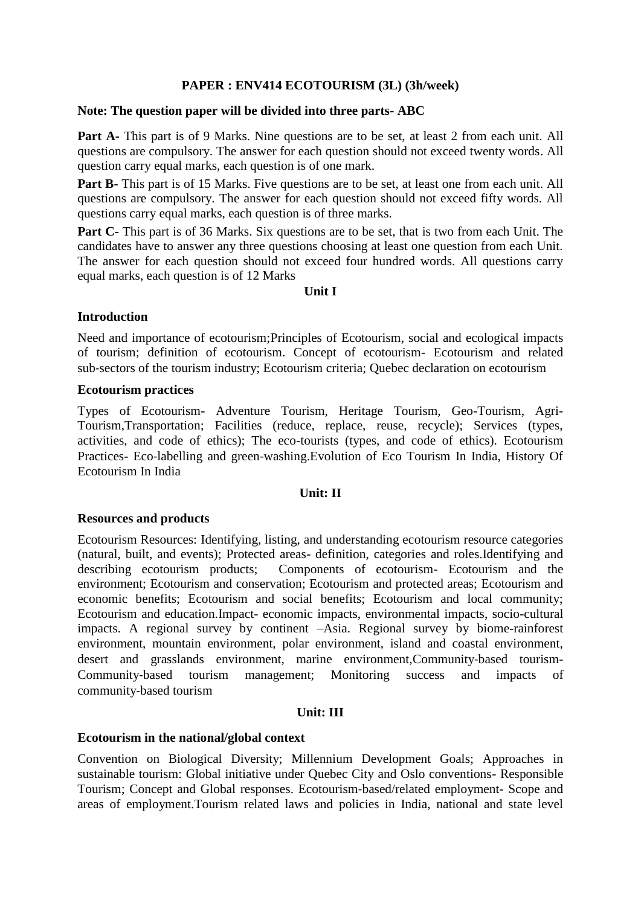**PAPER : ENV414 ECOTOURISM (3L) (3h/week)**

**Note: The question paper will be divided into three parts- ABC**

**Part A**- This part is of 9 Marks. Nine questions are to be set, at least 2 from each unit. All questions are compulsory. The answer for each question should not exceed twenty words. All question carry equal marks, each question is of one mark.

**Part B**- This part is of 15 Marks. Five questions are to be set, at least one from each unit. All questions are compulsory. The answer for each question should not exceed fifty words. All questions carry equal marks, each question is of three marks.

**Part C**- This part is of 36 Marks. Six questions are to be set, that is two from each Unit. The candidates have to answer any three questions choosing at least one question from each Unit. The answer for each question should not exceed four hundred words. All questions carry equal marks, each question is of 12 Marks

**Unit I**

**Introduction**

Need and importance of ecotourism;Principles of Ecotourism, social and ecological impacts of tourism; definition of ecotourism. Concept of ecotourism- Ecotourism and related sub-sectors of the tourism industry; Ecotourism criteria; Quebec declaration on ecotourism

**Ecotourism practices**

Types of Ecotourism- Adventure Tourism, Heritage Tourism, Geo-Tourism, Agri-Tourism,Transportation; Facilities (reduce, replace, reuse, recycle); Services (types, activities, and code of ethics); The eco-tourists (types, and code of ethics). Ecotourism Practices- Eco-labelling and green-washing.Evolution of Eco Tourism In India, History Of Ecotourism In India

**Unit: II**

**Resources and products**

Ecotourism Resources: Identifying, listing, and understanding ecotourism resource categories (natural, built, and events); Protected areas- definition, categories and roles.Identifying and describing ecotourism products; Components of ecotourism- Ecotourism and the environment; Ecotourism and conservation; Ecotourism and protected areas; Ecotourism and economic benefits; Ecotourism and social benefits; Ecotourism and local community; Ecotourism and education.Impact- economic impacts, environmental impacts, socio-cultural impacts. A regional survey by continent –Asia. Regional survey by biome-rainforest environment, mountain environment, polar environment, island and coastal environment, desert and grasslands environment, marine environment,Community-based tourism- Community-based tourism management; Monitoring success and impacts of community-based tourism

**Unit: III**

**Ecotourism in the national/global context**

Convention on Biological Diversity; Millennium Development Goals; Approaches in sustainable tourism: Global initiative under Quebec City and Oslo conventions- Responsible Tourism; Concept and Global responses. Ecotourism-based/related employment- Scope and areas of employment.Tourism related laws and policies in India, national and state level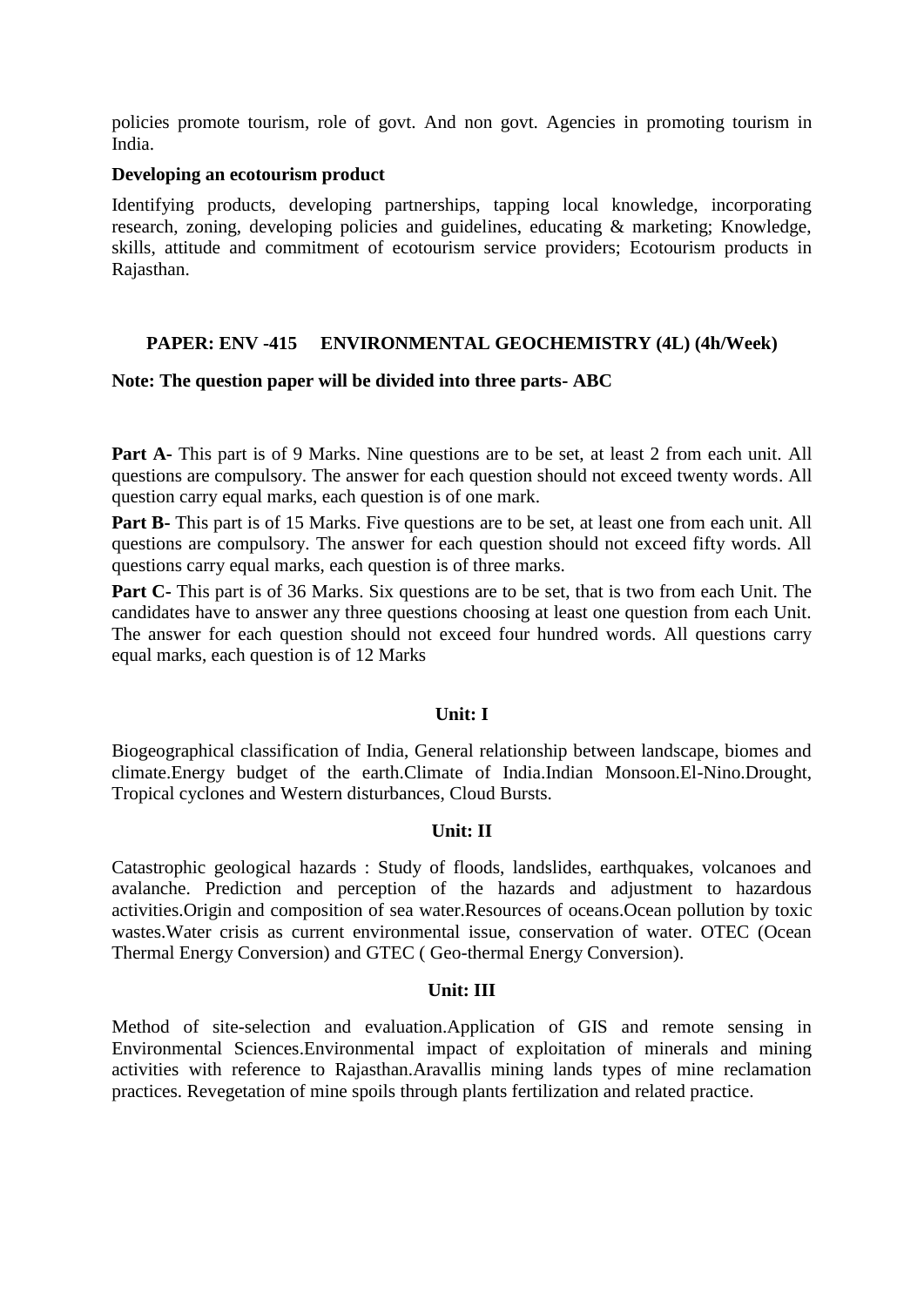policies promote tourism, role of govt. And non govt. Agencies in promoting tourism in India.

**Developing an ecotourism product**

Identifying products, developing partnerships, tapping local knowledge, incorporating research, zoning, developing policies and guidelines, educating & marketing; Knowledge, skills, attitude and commitment of ecotourism service providers; Ecotourism products in Rajasthan.

## PAPER: ENV -415 ENVIRONMENTAL GEOCHEMISTRY (4L) (4h/Week)

**Note: The question paper will be divided into three parts- ABC**

**Part A-** This part is of 9 Marks. Nine questions are to be set, at least 2 from each unit. All questions are compulsory. The answer for each question should not exceed twenty words. All question carry equal marks, each question is of one mark.

**Part B-** This part is of 15 Marks. Five questions are to be set, at least one from each unit. All questions are compulsory. The answer for each question should not exceed fifty words. All questions carry equal marks, each question is of three marks.

**Part C-** This part is of 36 Marks. Six questions are to be set, that is two from each Unit. The candidates have to answer any three questions choosing at least one question from each Unit. The answer for each question should not exceed four hundred words. All questions carry equal marks, each question is of 12 Marks

### Unit: I

Biogeographical classification of India, General relationship between landscape, biomes and climate.Energy budget of the earth.Climate of India.Indian Monsoon.El-Nino.Drought, Tropical cyclones and Western disturbances, Cloud Bursts.

### Unit: II

Catastrophic geological hazards : Study of floods, landslides, earthquakes, volcanoes and avalanche. Prediction and perception of the hazards and adjustment to hazardous activities.Origin and composition of sea water.Resources of oceans.Ocean pollution by toxic wastes.Water crisis as current environmental issue, conservation of water. OTEC (Ocean Thermal Energy Conversion) and GTEC ( Geo-thermal Energy Conversion).

### Unit: III

Method of site-selection and evaluation.Application of GIS and remote sensing in Environmental Sciences.Environmental impact of exploitation of minerals and mining activities with reference to Rajasthan.Aravallis mining lands types of mine reclamation practices. Revegetation of mine spoils through plants fertilization and related practice.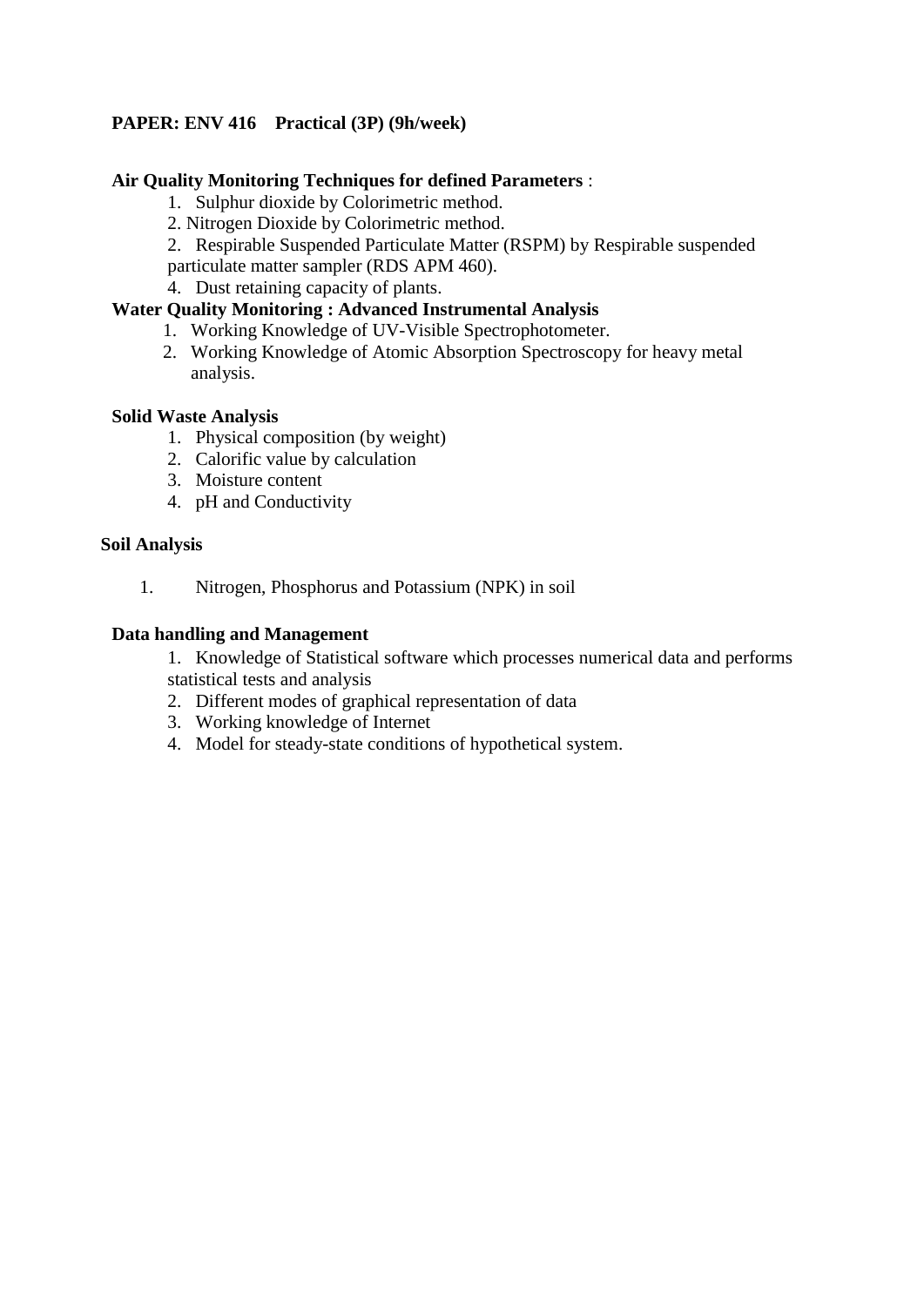**PAPER: ENV 416 Practical (3P) (9h/week)**

**Air Quality Monitoring Techniques for defined Parameters** :

1. Sulphur dioxide by Colorimetric method.
2. Nitrogen Dioxide by Colorimetric method.
2. Respirable Suspended Particulate Matter (RSPM) by Respirable suspended particulate matter sampler (RDS APM 460).
4. Dust retaining capacity of plants.

**Water Quality Monitoring : Advanced Instrumental Analysis**

1. Working Knowledge of UV-Visible Spectrophotometer.
2. Working Knowledge of Atomic Absorption Spectroscopy for heavy metal analysis.

**Solid Waste Analysis**

1. Physical composition (by weight)
2. Calorific value by calculation
3. Moisture content
4. pH and Conductivity

**Soil Analysis**

1. Nitrogen, Phosphorus and Potassium (NPK) in soil

**Data handling and Management**

1. Knowledge of Statistical software which processes numerical data and performs statistical tests and analysis
2. Different modes of graphical representation of data
3. Working knowledge of Internet
4. Model for steady-state conditions of hypothetical system.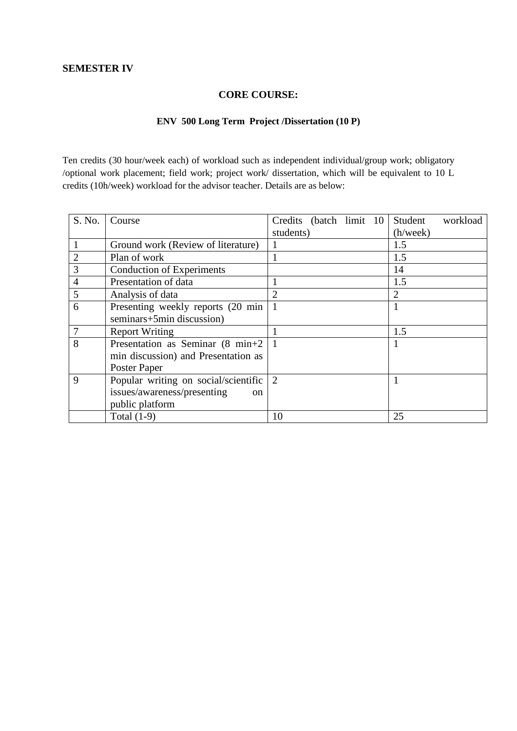**SEMESTER IV**

## CORE COURSE:

### ENV 500 Long Term Project /Dissertation (10 P)

Ten credits (30 hour/week each) of workload such as independent individual/group work; obligatory /optional work placement; field work; project work/ dissertation, which will be equivalent to 10 L credits (10h/week) workload for the advisor teacher. Details are as below:

| S. No. | Course | Credits (batch limit 10 students) | Student workload (h/week) |
|---|---|---|---|
| 1 | Ground work (Review of literature) | 1 | 1.5 |
| 2 | Plan of work | 1 | 1.5 |
| 3 | Conduction of Experiments | | 14 |
| 4 | Presentation of data | 1 | 1.5 |
| 5 | Analysis of data | 2 | 2 |
| 6 | Presenting weekly reports (20 min seminars+5min discussion) | 1 | 1 |
| 7 | Report Writing | 1 | 1.5 |
| 8 | Presentation as Seminar (8 min+2 min discussion) and Presentation as Poster Paper | 1 | 1 |
| 9 | Popular writing on social/scientific issues/awareness/presenting on public platform | 2 | 1 |
| | Total (1-9) | 10 | 25 |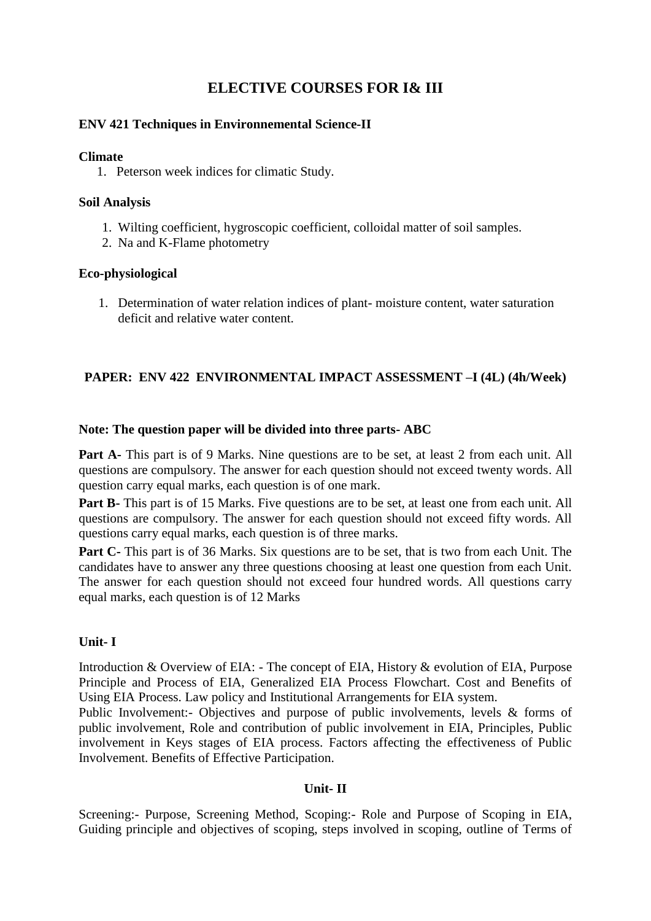# ELECTIVE COURSES FOR I& III

### ENV 421 Techniques in Environnemental Science-II

**Climate**

1. Peterson week indices for climatic Study.

**Soil Analysis**

1. Wilting coefficient, hygroscopic coefficient, colloidal matter of soil samples.
2. Na and K-Flame photometry

**Eco-physiological**

1. Determination of water relation indices of plant- moisture content, water saturation deficit and relative water content.

### PAPER: ENV 422 ENVIRONMENTAL IMPACT ASSESSMENT –I (4L) (4h/Week)

**Note: The question paper will be divided into three parts- ABC**

**Part A-** This part is of 9 Marks. Nine questions are to be set, at least 2 from each unit. All questions are compulsory. The answer for each question should not exceed twenty words. All question carry equal marks, each question is of one mark.

**Part B-** This part is of 15 Marks. Five questions are to be set, at least one from each unit. All questions are compulsory. The answer for each question should not exceed fifty words. All questions carry equal marks, each question is of three marks.

**Part C-** This part is of 36 Marks. Six questions are to be set, that is two from each Unit. The candidates have to answer any three questions choosing at least one question from each Unit. The answer for each question should not exceed four hundred words. All questions carry equal marks, each question is of 12 Marks

**Unit- I**

Introduction & Overview of EIA: - The concept of EIA, History & evolution of EIA, Purpose Principle and Process of EIA, Generalized EIA Process Flowchart. Cost and Benefits of Using EIA Process. Law policy and Institutional Arrangements for EIA system.

Public Involvement:- Objectives and purpose of public involvements, levels & forms of public involvement, Role and contribution of public involvement in EIA, Principles, Public involvement in Keys stages of EIA process. Factors affecting the effectiveness of Public Involvement. Benefits of Effective Participation.

**Unit- II**

Screening:- Purpose, Screening Method, Scoping:- Role and Purpose of Scoping in EIA, Guiding principle and objectives of scoping, steps involved in scoping, outline of Terms of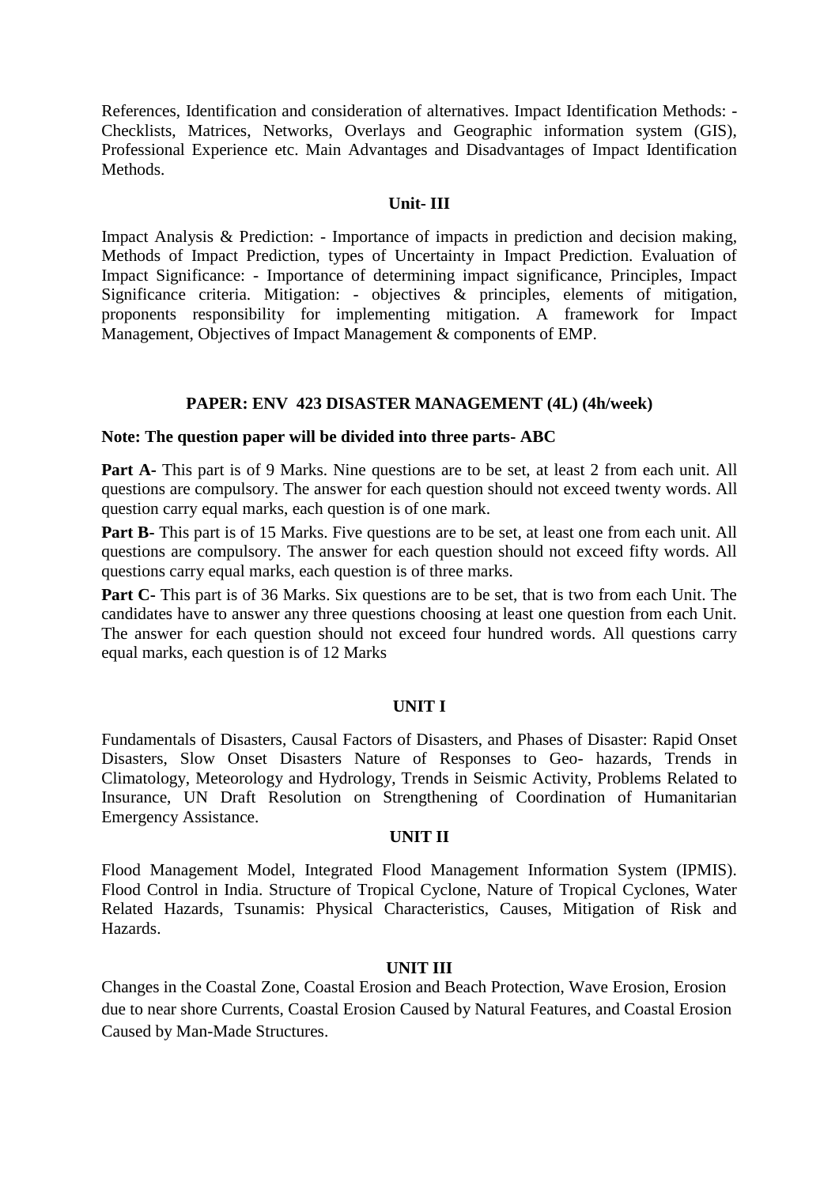References, Identification and consideration of alternatives. Impact Identification Methods: - Checklists, Matrices, Networks, Overlays and Geographic information system (GIS), Professional Experience etc. Main Advantages and Disadvantages of Impact Identification Methods.

### Unit- III

Impact Analysis & Prediction: - Importance of impacts in prediction and decision making, Methods of Impact Prediction, types of Uncertainty in Impact Prediction. Evaluation of Impact Significance: - Importance of determining impact significance, Principles, Impact Significance criteria. Mitigation: - objectives & principles, elements of mitigation, proponents responsibility for implementing mitigation. A framework for Impact Management, Objectives of Impact Management & components of EMP.

## PAPER: ENV 423 DISASTER MANAGEMENT (4L) (4h/week)

**Note: The question paper will be divided into three parts- ABC**

**Part A**- This part is of 9 Marks. Nine questions are to be set, at least 2 from each unit. All questions are compulsory. The answer for each question should not exceed twenty words. All question carry equal marks, each question is of one mark.

**Part B**- This part is of 15 Marks. Five questions are to be set, at least one from each unit. All questions are compulsory. The answer for each question should not exceed fifty words. All questions carry equal marks, each question is of three marks.

**Part C**- This part is of 36 Marks. Six questions are to be set, that is two from each Unit. The candidates have to answer any three questions choosing at least one question from each Unit. The answer for each question should not exceed four hundred words. All questions carry equal marks, each question is of 12 Marks

### UNIT I

Fundamentals of Disasters, Causal Factors of Disasters, and Phases of Disaster: Rapid Onset Disasters, Slow Onset Disasters Nature of Responses to Geo- hazards, Trends in Climatology, Meteorology and Hydrology, Trends in Seismic Activity, Problems Related to Insurance, UN Draft Resolution on Strengthening of Coordination of Humanitarian Emergency Assistance.

### UNIT II

Flood Management Model, Integrated Flood Management Information System (IPMIS). Flood Control in India. Structure of Tropical Cyclone, Nature of Tropical Cyclones, Water Related Hazards, Tsunamis: Physical Characteristics, Causes, Mitigation of Risk and Hazards.

### UNIT III

Changes in the Coastal Zone, Coastal Erosion and Beach Protection, Wave Erosion, Erosion due to near shore Currents, Coastal Erosion Caused by Natural Features, and Coastal Erosion Caused by Man-Made Structures.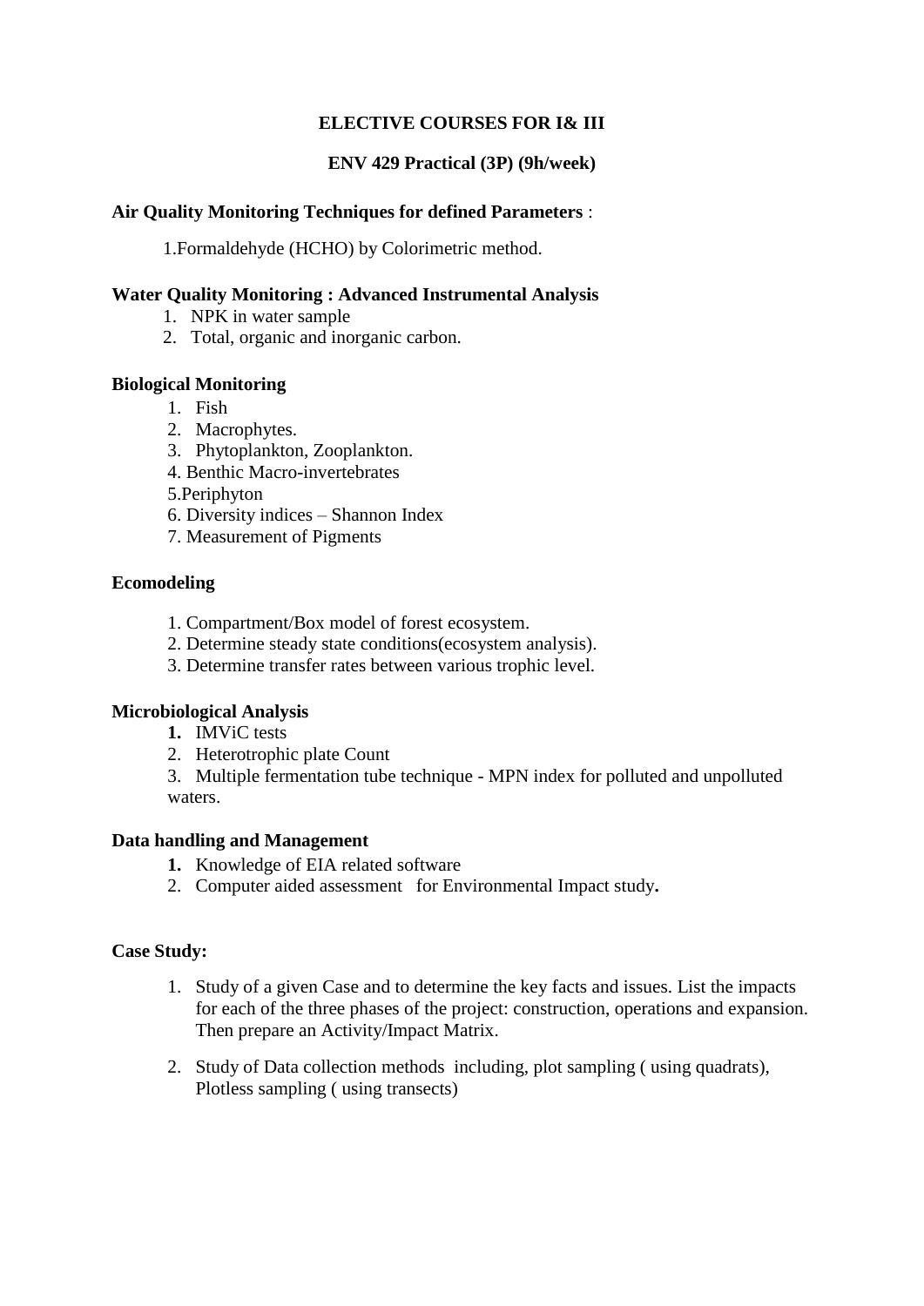**ELECTIVE COURSES FOR I& III**

**ENV 429 Practical (3P) (9h/week)**

**Air Quality Monitoring Techniques for defined Parameters** :

1.Formaldehyde (HCHO) by Colorimetric method.

**Water Quality Monitoring : Advanced Instrumental Analysis**

1. NPK in water sample
2. Total, organic and inorganic carbon.

**Biological Monitoring**

1. Fish
2. Macrophytes.
3. Phytoplankton, Zooplankton.
4. Benthic Macro-invertebrates
5. Periphyton
6. Diversity indices – Shannon Index
7. Measurement of Pigments

**Ecomodeling**

1. Compartment/Box model of forest ecosystem.
2. Determine steady state conditions(ecosystem analysis).
3. Determine transfer rates between various trophic level.

**Microbiological Analysis**

1. IMViC tests
2. Heterotrophic plate Count
3. Multiple fermentation tube technique - MPN index for polluted and unpolluted waters.

**Data handling and Management**

1. Knowledge of EIA related software
2. Computer aided assessment for Environmental Impact study**.**

**Case Study:**

1. Study of a given Case and to determine the key facts and issues. List the impacts for each of the three phases of the project: construction, operations and expansion. Then prepare an Activity/Impact Matrix.
2. Study of Data collection methods including, plot sampling ( using quadrats), Plotless sampling ( using transects)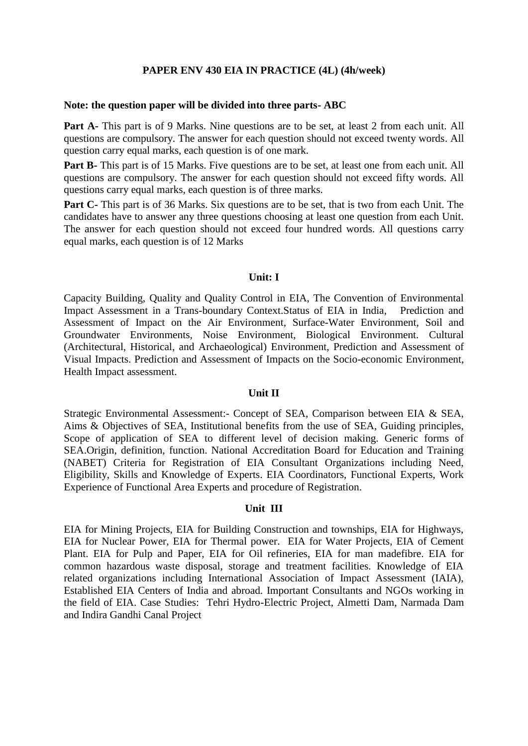**PAPER ENV 430 EIA IN PRACTICE (4L) (4h/week)**

**Note: the question paper will be divided into three parts- ABC**

**Part A-** This part is of 9 Marks. Nine questions are to be set, at least 2 from each unit. All questions are compulsory. The answer for each question should not exceed twenty words. All question carry equal marks, each question is of one mark.

**Part B-** This part is of 15 Marks. Five questions are to be set, at least one from each unit. All questions are compulsory. The answer for each question should not exceed fifty words. All questions carry equal marks, each question is of three marks.

**Part C-** This part is of 36 Marks. Six questions are to be set, that is two from each Unit. The candidates have to answer any three questions choosing at least one question from each Unit. The answer for each question should not exceed four hundred words. All questions carry equal marks, each question is of 12 Marks

**Unit: I**

Capacity Building, Quality and Quality Control in EIA, The Convention of Environmental Impact Assessment in a Trans-boundary Context.Status of EIA in India, Prediction and Assessment of Impact on the Air Environment, Surface-Water Environment, Soil and Groundwater Environments, Noise Environment, Biological Environment. Cultural (Architectural, Historical, and Archaeological) Environment, Prediction and Assessment of Visual Impacts. Prediction and Assessment of Impacts on the Socio-economic Environment, Health Impact assessment.

**Unit II**

Strategic Environmental Assessment:- Concept of SEA, Comparison between EIA & SEA, Aims & Objectives of SEA, Institutional benefits from the use of SEA, Guiding principles, Scope of application of SEA to different level of decision making. Generic forms of SEA.Origin, definition, function. National Accreditation Board for Education and Training (NABET) Criteria for Registration of EIA Consultant Organizations including Need, Eligibility, Skills and Knowledge of Experts. EIA Coordinators, Functional Experts, Work Experience of Functional Area Experts and procedure of Registration.

**Unit III**

EIA for Mining Projects, EIA for Building Construction and townships, EIA for Highways, EIA for Nuclear Power, EIA for Thermal power. EIA for Water Projects, EIA of Cement Plant. EIA for Pulp and Paper, EIA for Oil refineries, EIA for man madefibre. EIA for common hazardous waste disposal, storage and treatment facilities. Knowledge of EIA related organizations including International Association of Impact Assessment (IAIA), Established EIA Centers of India and abroad. Important Consultants and NGOs working in the field of EIA. Case Studies: Tehri Hydro-Electric Project, Almetti Dam, Narmada Dam and Indira Gandhi Canal Project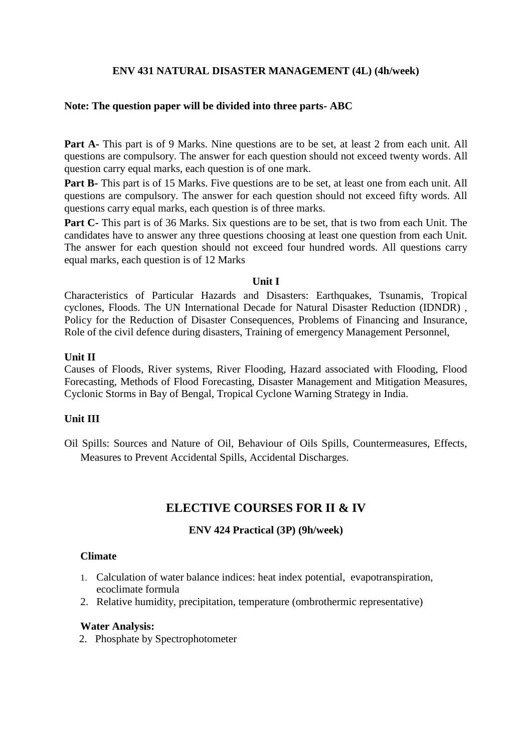### ENV 431 NATURAL DISASTER MANAGEMENT (4L) (4h/week)

**Note: The question paper will be divided into three parts- ABC**

**Part A**- This part is of 9 Marks. Nine questions are to be set, at least 2 from each unit. All questions are compulsory. The answer for each question should not exceed twenty words. All question carry equal marks, each question is of one mark.

**Part B**- This part is of 15 Marks. Five questions are to be set, at least one from each unit. All questions are compulsory. The answer for each question should not exceed fifty words. All questions carry equal marks, each question is of three marks.

**Part C**- This part is of 36 Marks. Six questions are to be set, that is two from each Unit. The candidates have to answer any three questions choosing at least one question from each Unit. The answer for each question should not exceed four hundred words. All questions carry equal marks, each question is of 12 Marks

**Unit I**

Characteristics of Particular Hazards and Disasters: Earthquakes, Tsunamis, Tropical cyclones, Floods. The UN International Decade for Natural Disaster Reduction (IDNDR) , Policy for the Reduction of Disaster Consequences, Problems of Financing and Insurance, Role of the civil defence during disasters, Training of emergency Management Personnel,

**Unit II**

Causes of Floods, River systems, River Flooding, Hazard associated with Flooding, Flood Forecasting, Methods of Flood Forecasting, Disaster Management and Mitigation Measures, Cyclonic Storms in Bay of Bengal, Tropical Cyclone Warning Strategy in India.

**Unit III**

Oil Spills: Sources and Nature of Oil, Behaviour of Oils Spills, Countermeasures, Effects, Measures to Prevent Accidental Spills, Accidental Discharges.

## ELECTIVE COURSES FOR II & IV

### ENV 424 Practical (3P) (9h/week)

**Climate**

1. Calculation of water balance indices: heat index potential, evapotranspiration, ecoclimate formula
2. Relative humidity, precipitation, temperature (ombrothermic representative)

**Water Analysis:**

2. Phosphate by Spectrophotometer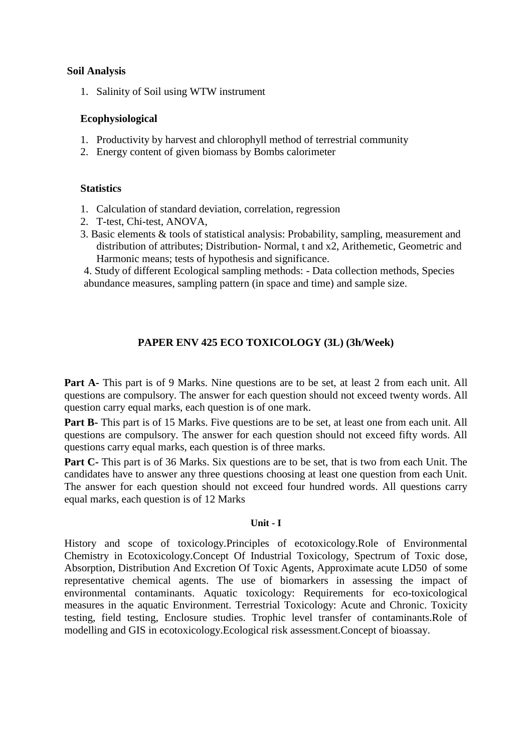**Soil Analysis**

1. Salinity of Soil using WTW instrument

**Ecophysiological**

1. Productivity by harvest and chlorophyll method of terrestrial community
2. Energy content of given biomass by Bombs calorimeter

**Statistics**

1. Calculation of standard deviation, correlation, regression
2. T-test, Chi-test, ANOVA,
3. Basic elements & tools of statistical analysis: Probability, sampling, measurement and distribution of attributes; Distribution- Normal, t and x2, Arithemetic, Geometric and Harmonic means; tests of hypothesis and significance.
4. Study of different Ecological sampling methods: - Data collection methods, Species abundance measures, sampling pattern (in space and time) and sample size.

## PAPER ENV 425 ECO TOXICOLOGY (3L) (3h/Week)

**Part A**- This part is of 9 Marks. Nine questions are to be set, at least 2 from each unit. All questions are compulsory. The answer for each question should not exceed twenty words. All question carry equal marks, each question is of one mark.

**Part B**- This part is of 15 Marks. Five questions are to be set, at least one from each unit. All questions are compulsory. The answer for each question should not exceed fifty words. All questions carry equal marks, each question is of three marks.

**Part C**- This part is of 36 Marks. Six questions are to be set, that is two from each Unit. The candidates have to answer any three questions choosing at least one question from each Unit. The answer for each question should not exceed four hundred words. All questions carry equal marks, each question is of 12 Marks

**Unit - I**

History and scope of toxicology.Principles of ecotoxicology.Role of Environmental Chemistry in Ecotoxicology.Concept Of Industrial Toxicology, Spectrum of Toxic dose, Absorption, Distribution And Excretion Of Toxic Agents, Approximate acute LD50 of some representative chemical agents. The use of biomarkers in assessing the impact of environmental contaminants. Aquatic toxicology: Requirements for eco-toxicological measures in the aquatic Environment. Terrestrial Toxicology: Acute and Chronic. Toxicity testing, field testing, Enclosure studies. Trophic level transfer of contaminants.Role of modelling and GIS in ecotoxicology.Ecological risk assessment.Concept of bioassay.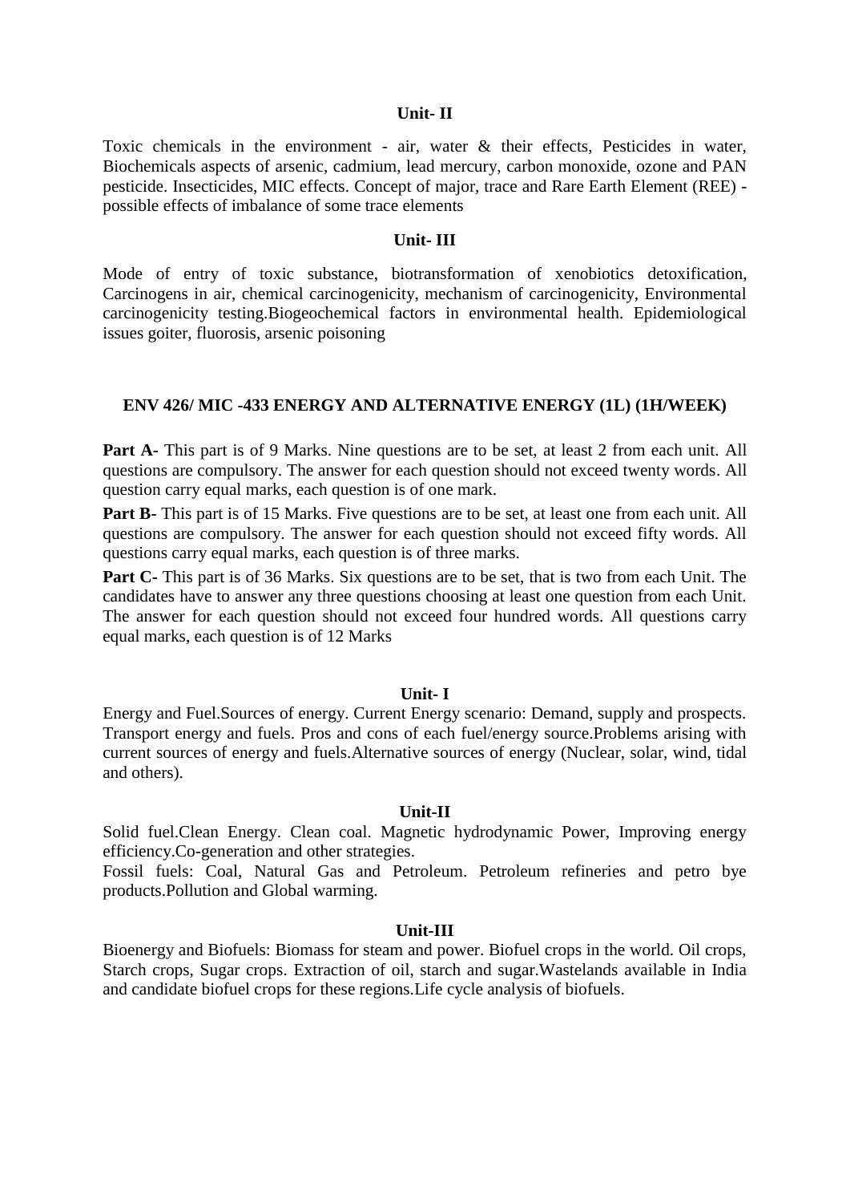### Unit- II

Toxic chemicals in the environment - air, water & their effects, Pesticides in water, Biochemicals aspects of arsenic, cadmium, lead mercury, carbon monoxide, ozone and PAN pesticide. Insecticides, MIC effects. Concept of major, trace and Rare Earth Element (REE) - possible effects of imbalance of some trace elements

### Unit- III

Mode of entry of toxic substance, biotransformation of xenobiotics detoxification, Carcinogens in air, chemical carcinogenicity, mechanism of carcinogenicity, Environmental carcinogenicity testing.Biogeochemical factors in environmental health. Epidemiological issues goiter, fluorosis, arsenic poisoning

## ENV 426/ MIC -433 ENERGY AND ALTERNATIVE ENERGY (1L) (1H/WEEK)

**Part A-** This part is of 9 Marks. Nine questions are to be set, at least 2 from each unit. All questions are compulsory. The answer for each question should not exceed twenty words. All question carry equal marks, each question is of one mark.

**Part B-** This part is of 15 Marks. Five questions are to be set, at least one from each unit. All questions are compulsory. The answer for each question should not exceed fifty words. All questions carry equal marks, each question is of three marks.

**Part C-** This part is of 36 Marks. Six questions are to be set, that is two from each Unit. The candidates have to answer any three questions choosing at least one question from each Unit. The answer for each question should not exceed four hundred words. All questions carry equal marks, each question is of 12 Marks

### Unit- I

Energy and Fuel.Sources of energy. Current Energy scenario: Demand, supply and prospects. Transport energy and fuels. Pros and cons of each fuel/energy source.Problems arising with current sources of energy and fuels.Alternative sources of energy (Nuclear, solar, wind, tidal and others).

### Unit-II

Solid fuel.Clean Energy. Clean coal. Magnetic hydrodynamic Power, Improving energy efficiency.Co-generation and other strategies.

Fossil fuels: Coal, Natural Gas and Petroleum. Petroleum refineries and petro bye products.Pollution and Global warming.

### Unit-III

Bioenergy and Biofuels: Biomass for steam and power. Biofuel crops in the world. Oil crops, Starch crops, Sugar crops. Extraction of oil, starch and sugar.Wastelands available in India and candidate biofuel crops for these regions.Life cycle analysis of biofuels.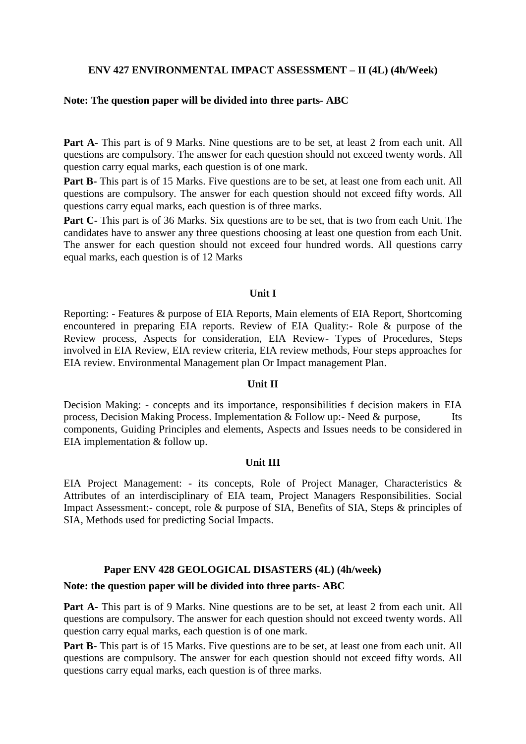### ENV 427 ENVIRONMENTAL IMPACT ASSESSMENT – II (4L) (4h/Week)

**Note: The question paper will be divided into three parts- ABC**

**Part A**- This part is of 9 Marks. Nine questions are to be set, at least 2 from each unit. All questions are compulsory. The answer for each question should not exceed twenty words. All question carry equal marks, each question is of one mark.

**Part B**- This part is of 15 Marks. Five questions are to be set, at least one from each unit. All questions are compulsory. The answer for each question should not exceed fifty words. All questions carry equal marks, each question is of three marks.

**Part C**- This part is of 36 Marks. Six questions are to be set, that is two from each Unit. The candidates have to answer any three questions choosing at least one question from each Unit. The answer for each question should not exceed four hundred words. All questions carry equal marks, each question is of 12 Marks

**Unit I**

Reporting: - Features & purpose of EIA Reports, Main elements of EIA Report, Shortcoming encountered in preparing EIA reports. Review of EIA Quality:- Role & purpose of the Review process, Aspects for consideration, EIA Review- Types of Procedures, Steps involved in EIA Review, EIA review criteria, EIA review methods, Four steps approaches for EIA review. Environmental Management plan Or Impact management Plan.

**Unit II**

Decision Making: - concepts and its importance, responsibilities f decision makers in EIA process, Decision Making Process. Implementation & Follow up:- Need & purpose, Its components, Guiding Principles and elements, Aspects and Issues needs to be considered in EIA implementation & follow up.

**Unit III**

EIA Project Management: - its concepts, Role of Project Manager, Characteristics & Attributes of an interdisciplinary of EIA team, Project Managers Responsibilities. Social Impact Assessment:- concept, role & purpose of SIA, Benefits of SIA, Steps & principles of SIA, Methods used for predicting Social Impacts.

### Paper ENV 428 GEOLOGICAL DISASTERS (4L) (4h/week)

**Note: the question paper will be divided into three parts- ABC**

**Part A**- This part is of 9 Marks. Nine questions are to be set, at least 2 from each unit. All questions are compulsory. The answer for each question should not exceed twenty words. All question carry equal marks, each question is of one mark.

**Part B**- This part is of 15 Marks. Five questions are to be set, at least one from each unit. All questions are compulsory. The answer for each question should not exceed fifty words. All questions carry equal marks, each question is of three marks.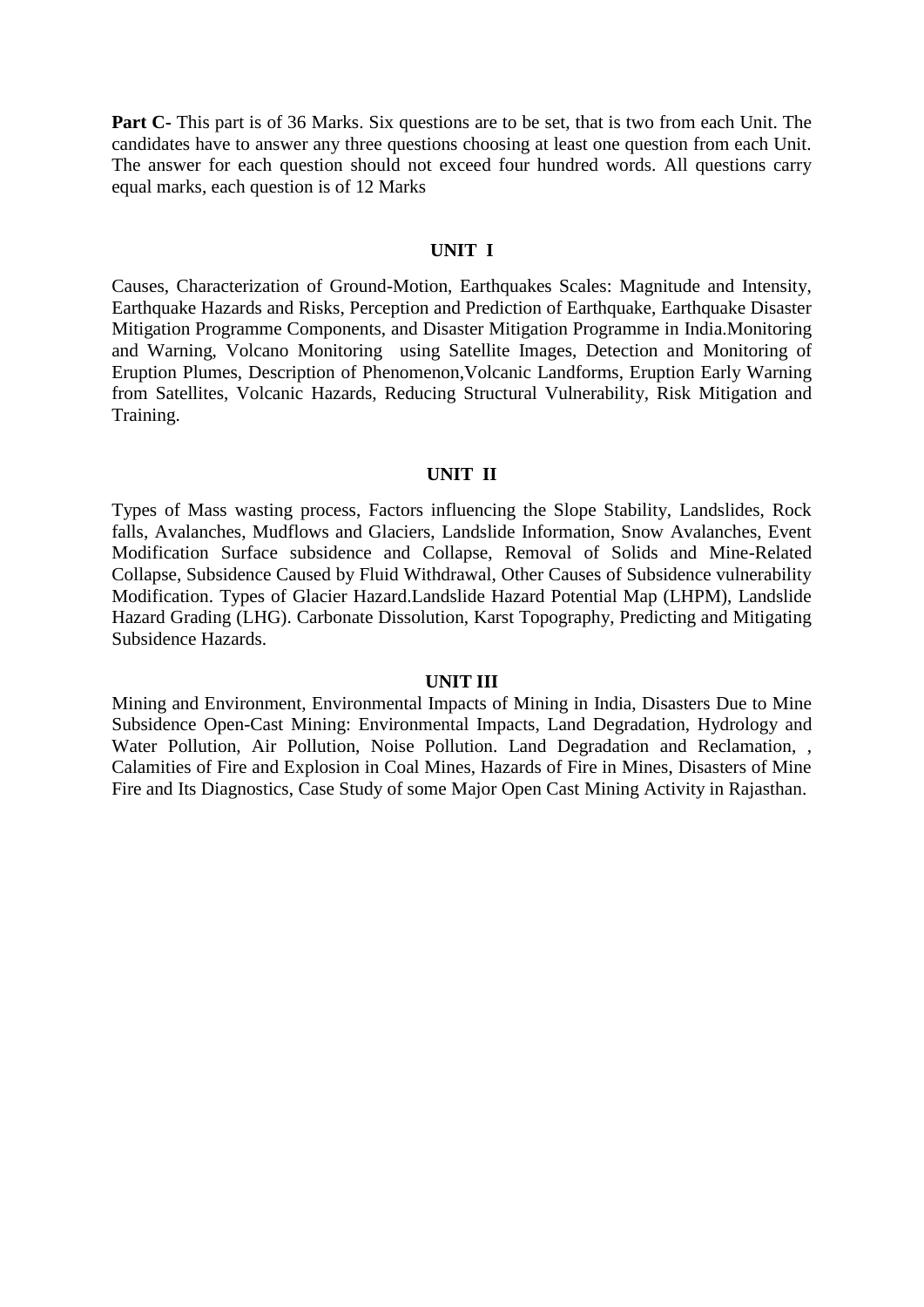**Part C**- This part is of 36 Marks. Six questions are to be set, that is two from each Unit. The candidates have to answer any three questions choosing at least one question from each Unit. The answer for each question should not exceed four hundred words. All questions carry equal marks, each question is of 12 Marks

## UNIT I

Causes, Characterization of Ground-Motion, Earthquakes Scales: Magnitude and Intensity, Earthquake Hazards and Risks, Perception and Prediction of Earthquake, Earthquake Disaster Mitigation Programme Components, and Disaster Mitigation Programme in India.Monitoring and Warning, Volcano Monitoring using Satellite Images, Detection and Monitoring of Eruption Plumes, Description of Phenomenon,Volcanic Landforms, Eruption Early Warning from Satellites, Volcanic Hazards, Reducing Structural Vulnerability, Risk Mitigation and Training.

## UNIT II

Types of Mass wasting process, Factors influencing the Slope Stability, Landslides, Rock falls, Avalanches, Mudflows and Glaciers, Landslide Information, Snow Avalanches, Event Modification Surface subsidence and Collapse, Removal of Solids and Mine-Related Collapse, Subsidence Caused by Fluid Withdrawal, Other Causes of Subsidence vulnerability Modification. Types of Glacier Hazard.Landslide Hazard Potential Map (LHPM), Landslide Hazard Grading (LHG). Carbonate Dissolution, Karst Topography, Predicting and Mitigating Subsidence Hazards.

## UNIT III

Mining and Environment, Environmental Impacts of Mining in India, Disasters Due to Mine Subsidence Open-Cast Mining: Environmental Impacts, Land Degradation, Hydrology and Water Pollution, Air Pollution, Noise Pollution. Land Degradation and Reclamation, , Calamities of Fire and Explosion in Coal Mines, Hazards of Fire in Mines, Disasters of Mine Fire and Its Diagnostics, Case Study of some Major Open Cast Mining Activity in Rajasthan.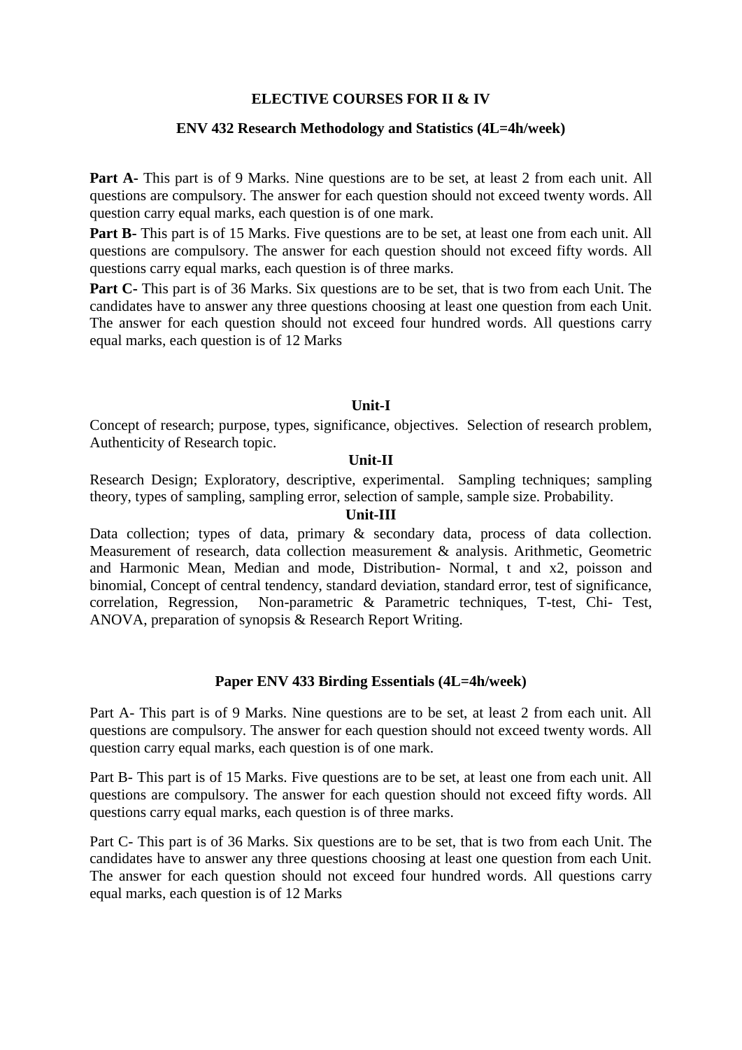**ELECTIVE COURSES FOR II & IV**

**ENV 432 Research Methodology and Statistics (4L=4h/week)**

**Part A**- This part is of 9 Marks. Nine questions are to be set, at least 2 from each unit. All questions are compulsory. The answer for each question should not exceed twenty words. All question carry equal marks, each question is of one mark.

**Part B**- This part is of 15 Marks. Five questions are to be set, at least one from each unit. All questions are compulsory. The answer for each question should not exceed fifty words. All questions carry equal marks, each question is of three marks.

**Part C**- This part is of 36 Marks. Six questions are to be set, that is two from each Unit. The candidates have to answer any three questions choosing at least one question from each Unit. The answer for each question should not exceed four hundred words. All questions carry equal marks, each question is of 12 Marks

**Unit-I**

Concept of research; purpose, types, significance, objectives. Selection of research problem, Authenticity of Research topic.

**Unit-II**

Research Design; Exploratory, descriptive, experimental. Sampling techniques; sampling theory, types of sampling, sampling error, selection of sample, sample size. Probability.

**Unit-III**

Data collection; types of data, primary & secondary data, process of data collection. Measurement of research, data collection measurement & analysis. Arithmetic, Geometric and Harmonic Mean, Median and mode, Distribution- Normal, t and x2, poisson and binomial, Concept of central tendency, standard deviation, standard error, test of significance, correlation, Regression, Non-parametric & Parametric techniques, T-test, Chi- Test, ANOVA, preparation of synopsis & Research Report Writing.

**Paper ENV 433 Birding Essentials (4L=4h/week)**

Part A- This part is of 9 Marks. Nine questions are to be set, at least 2 from each unit. All questions are compulsory. The answer for each question should not exceed twenty words. All question carry equal marks, each question is of one mark.

Part B- This part is of 15 Marks. Five questions are to be set, at least one from each unit. All questions are compulsory. The answer for each question should not exceed fifty words. All questions carry equal marks, each question is of three marks.

Part C- This part is of 36 Marks. Six questions are to be set, that is two from each Unit. The candidates have to answer any three questions choosing at least one question from each Unit. The answer for each question should not exceed four hundred words. All questions carry equal marks, each question is of 12 Marks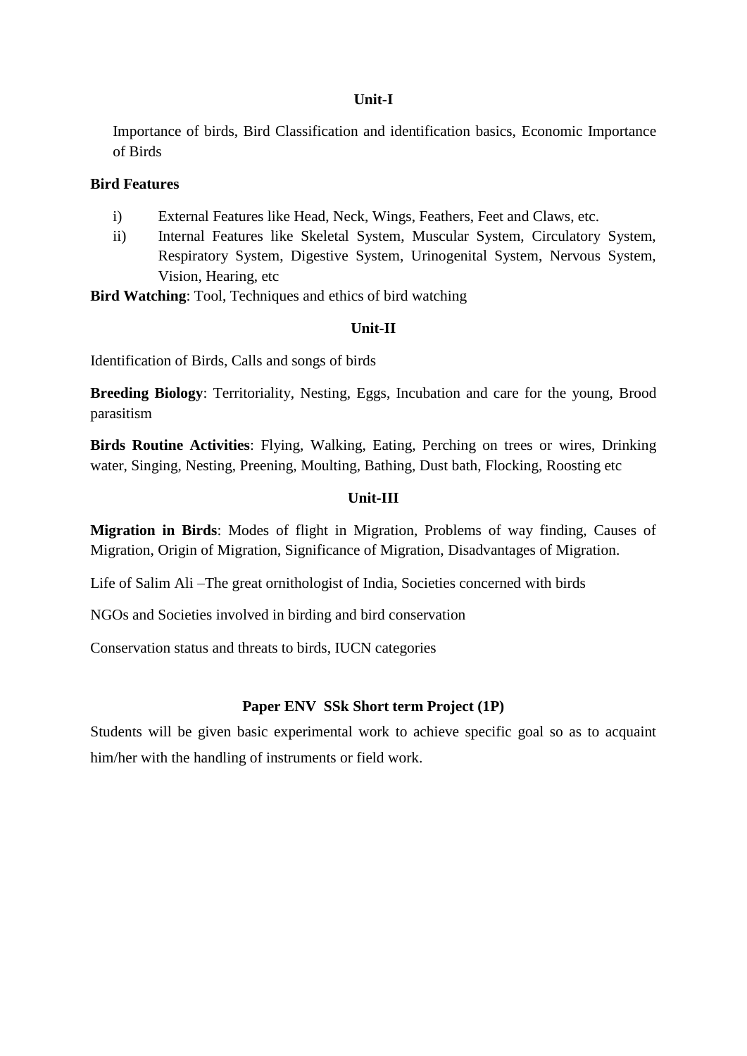## Unit-I

Importance of birds, Bird Classification and identification basics, Economic Importance of Birds

**Bird Features**

i) External Features like Head, Neck, Wings, Feathers, Feet and Claws, etc.

ii) Internal Features like Skeletal System, Muscular System, Circulatory System, Respiratory System, Digestive System, Urinogenital System, Nervous System, Vision, Hearing, etc

**Bird Watching**: Tool, Techniques and ethics of bird watching

## Unit-II

Identification of Birds, Calls and songs of birds

**Breeding Biology**: Territoriality, Nesting, Eggs, Incubation and care for the young, Brood parasitism

**Birds Routine Activities**: Flying, Walking, Eating, Perching on trees or wires, Drinking water, Singing, Nesting, Preening, Moulting, Bathing, Dust bath, Flocking, Roosting etc

## Unit-III

**Migration in Birds**: Modes of flight in Migration, Problems of way finding, Causes of Migration, Origin of Migration, Significance of Migration, Disadvantages of Migration.

Life of Salim Ali –The great ornithologist of India, Societies concerned with birds

NGOs and Societies involved in birding and bird conservation

Conservation status and threats to birds, IUCN categories

## Paper ENV SSk Short term Project (1P)

Students will be given basic experimental work to achieve specific goal so as to acquaint him/her with the handling of instruments or field work.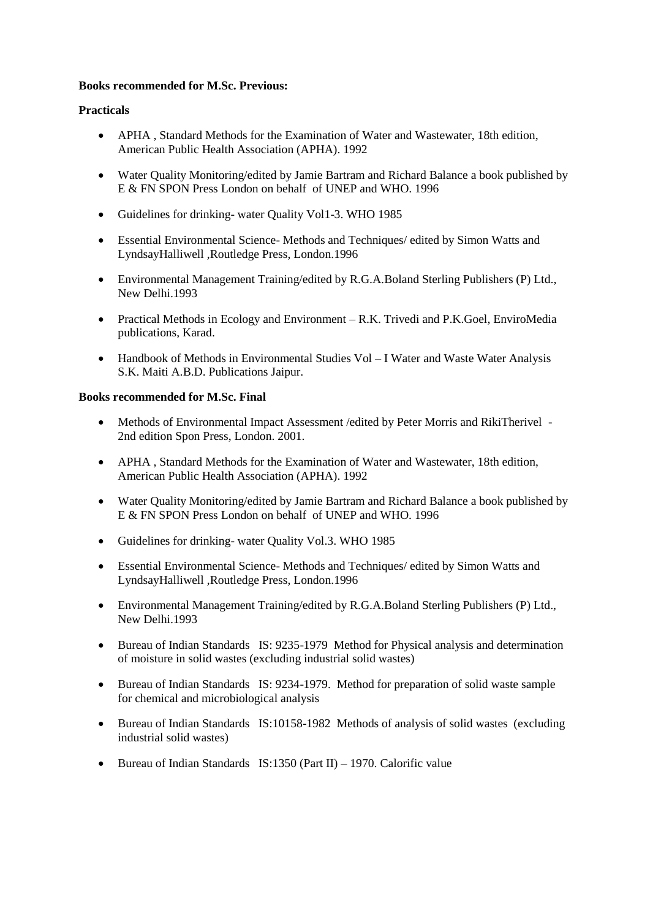**Books recommended for M.Sc. Previous:**

**Practicals**

- APHA , Standard Methods for the Examination of Water and Wastewater, 18th edition, American Public Health Association (APHA). 1992
- Water Quality Monitoring/edited by Jamie Bartram and Richard Balance a book published by E & FN SPON Press London on behalf of UNEP and WHO. 1996
- Guidelines for drinking- water Quality Vol1-3. WHO 1985
- Essential Environmental Science- Methods and Techniques/ edited by Simon Watts and LyndsayHalliwell ,Routledge Press, London.1996
- Environmental Management Training/edited by R.G.A.Boland Sterling Publishers (P) Ltd., New Delhi.1993
- Practical Methods in Ecology and Environment – R.K. Trivedi and P.K.Goel, EnviroMedia publications, Karad.
- Handbook of Methods in Environmental Studies Vol – I Water and Waste Water Analysis S.K. Maiti A.B.D. Publications Jaipur.

**Books recommended for M.Sc. Final**

- Methods of Environmental Impact Assessment /edited by Peter Morris and RikiTherivel - 2nd edition Spon Press, London. 2001.
- APHA , Standard Methods for the Examination of Water and Wastewater, 18th edition, American Public Health Association (APHA). 1992
- Water Quality Monitoring/edited by Jamie Bartram and Richard Balance a book published by E & FN SPON Press London on behalf of UNEP and WHO. 1996
- Guidelines for drinking- water Quality Vol.3. WHO 1985
- Essential Environmental Science- Methods and Techniques/ edited by Simon Watts and LyndsayHalliwell ,Routledge Press, London.1996
- Environmental Management Training/edited by R.G.A.Boland Sterling Publishers (P) Ltd., New Delhi.1993
- Bureau of Indian Standards IS: 9235-1979 Method for Physical analysis and determination of moisture in solid wastes (excluding industrial solid wastes)
- Bureau of Indian Standards IS: 9234-1979. Method for preparation of solid waste sample for chemical and microbiological analysis
- Bureau of Indian Standards IS:10158-1982 Methods of analysis of solid wastes (excluding industrial solid wastes)
- Bureau of Indian Standards IS:1350 (Part II) – 1970. Calorific value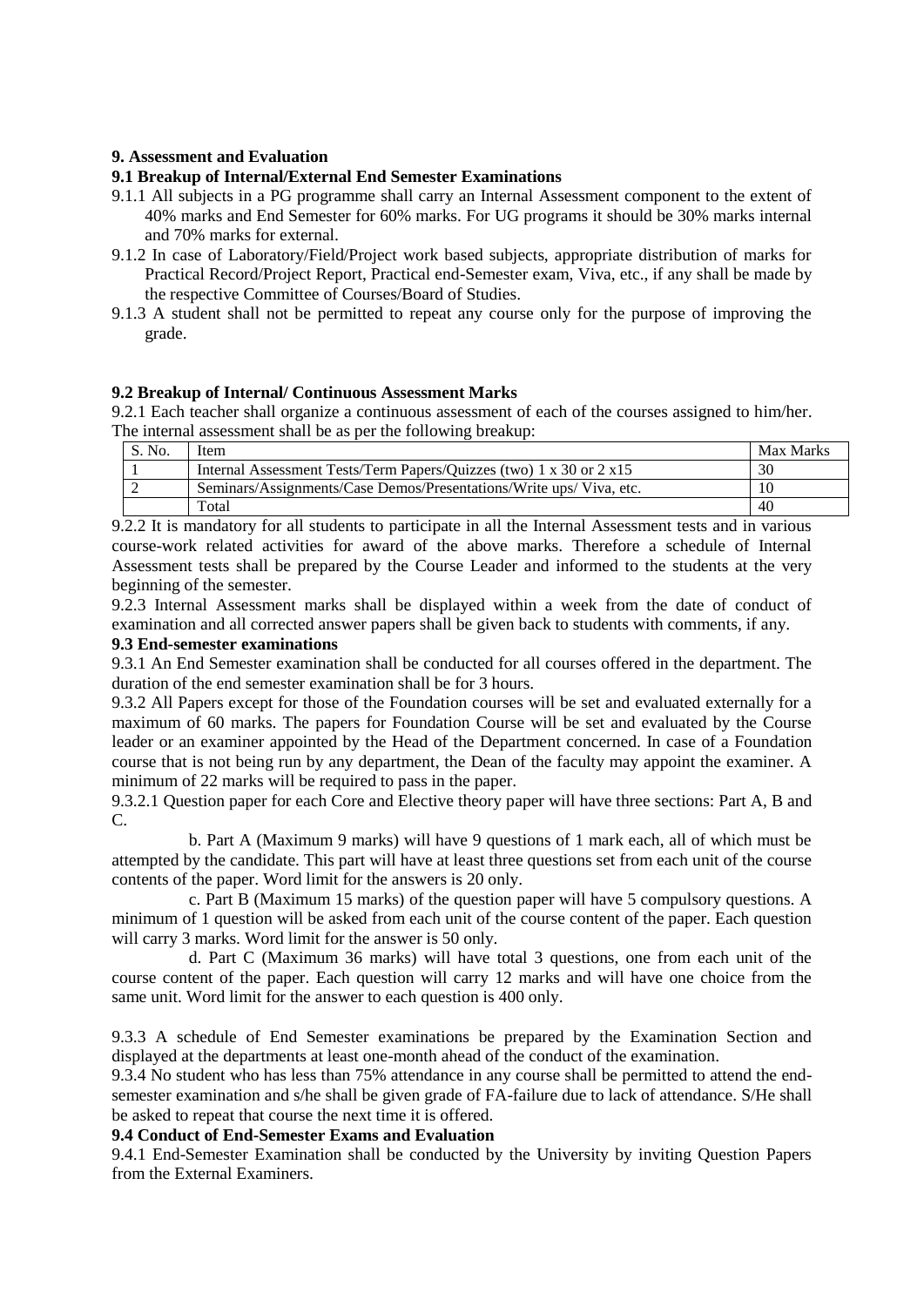**9. Assessment and Evaluation**

**9.1 Breakup of Internal/External End Semester Examinations**

9.1.1 All subjects in a PG programme shall carry an Internal Assessment component to the extent of 40% marks and End Semester for 60% marks. For UG programs it should be 30% marks internal and 70% marks for external.

9.1.2 In case of Laboratory/Field/Project work based subjects, appropriate distribution of marks for Practical Record/Project Report, Practical end-Semester exam, Viva, etc., if any shall be made by the respective Committee of Courses/Board of Studies.

9.1.3 A student shall not be permitted to repeat any course only for the purpose of improving the grade.

**9.2 Breakup of Internal/ Continuous Assessment Marks**

9.2.1 Each teacher shall organize a continuous assessment of each of the courses assigned to him/her. The internal assessment shall be as per the following breakup:

| S. No. | Item | Max Marks |
|---|---|---|
| 1 | Internal Assessment Tests/Term Papers/Quizzes (two) 1 x 30 or 2 x15 | 30 |
| 2 | Seminars/Assignments/Case Demos/Presentations/Write ups/ Viva, etc. | 10 |
| | Total | 40 |

9.2.2 It is mandatory for all students to participate in all the Internal Assessment tests and in various course-work related activities for award of the above marks. Therefore a schedule of Internal Assessment tests shall be prepared by the Course Leader and informed to the students at the very beginning of the semester.

9.2.3 Internal Assessment marks shall be displayed within a week from the date of conduct of examination and all corrected answer papers shall be given back to students with comments, if any.

**9.3 End-semester examinations**

9.3.1 An End Semester examination shall be conducted for all courses offered in the department. The duration of the end semester examination shall be for 3 hours.

9.3.2 All Papers except for those of the Foundation courses will be set and evaluated externally for a maximum of 60 marks. The papers for Foundation Course will be set and evaluated by the Course leader or an examiner appointed by the Head of the Department concerned. In case of a Foundation course that is not being run by any department, the Dean of the faculty may appoint the examiner. A minimum of 22 marks will be required to pass in the paper.

9.3.2.1 Question paper for each Core and Elective theory paper will have three sections: Part A, B and C.

b. Part A (Maximum 9 marks) will have 9 questions of 1 mark each, all of which must be attempted by the candidate. This part will have at least three questions set from each unit of the course contents of the paper. Word limit for the answers is 20 only.

c. Part B (Maximum 15 marks) of the question paper will have 5 compulsory questions. A minimum of 1 question will be asked from each unit of the course content of the paper. Each question will carry 3 marks. Word limit for the answer is 50 only.

d. Part C (Maximum 36 marks) will have total 3 questions, one from each unit of the course content of the paper. Each question will carry 12 marks and will have one choice from the same unit. Word limit for the answer to each question is 400 only.

9.3.3 A schedule of End Semester examinations be prepared by the Examination Section and displayed at the departments at least one-month ahead of the conduct of the examination.

9.3.4 No student who has less than 75% attendance in any course shall be permitted to attend the end-semester examination and s/he shall be given grade of FA-failure due to lack of attendance. S/He shall be asked to repeat that course the next time it is offered.

**9.4 Conduct of End-Semester Exams and Evaluation**

9.4.1 End-Semester Examination shall be conducted by the University by inviting Question Papers from the External Examiners.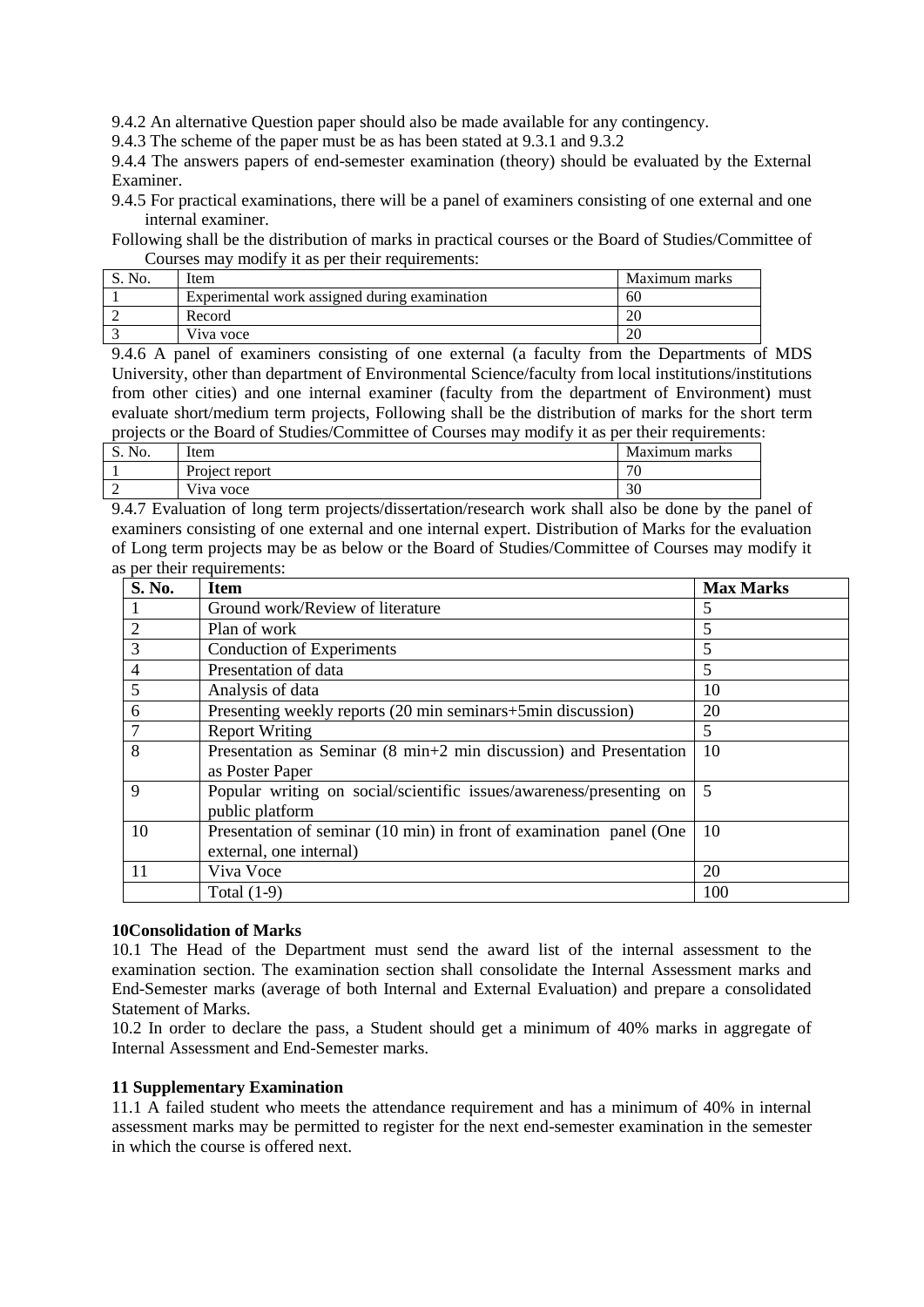9.4.2 An alternative Question paper should also be made available for any contingency.

9.4.3 The scheme of the paper must be as has been stated at 9.3.1 and 9.3.2

9.4.4 The answers papers of end-semester examination (theory) should be evaluated by the External Examiner.

9.4.5 For practical examinations, there will be a panel of examiners consisting of one external and one internal examiner.

Following shall be the distribution of marks in practical courses or the Board of Studies/Committee of Courses may modify it as per their requirements:

| S. No. | Item | Maximum marks |
|---|---|---|
| 1 | Experimental work assigned during examination | 60 |
| 2 | Record | 20 |
| 3 | Viva voce | 20 |

9.4.6 A panel of examiners consisting of one external (a faculty from the Departments of MDS University, other than department of Environmental Science/faculty from local institutions/institutions from other cities) and one internal examiner (faculty from the department of Environment) must evaluate short/medium term projects, Following shall be the distribution of marks for the short term projects or the Board of Studies/Committee of Courses may modify it as per their requirements:

| S. No. | Item | Maximum marks |
|---|---|---|
| 1 | Project report | 70 |
| 2 | Viva voce | 30 |

9.4.7 Evaluation of long term projects/dissertation/research work shall also be done by the panel of examiners consisting of one external and one internal expert. Distribution of Marks for the evaluation of Long term projects may be as below or the Board of Studies/Committee of Courses may modify it as per their requirements:

| S. No. | Item | Max Marks |
|---|---|---|
| 1 | Ground work/Review of literature | 5 |
| 2 | Plan of work | 5 |
| 3 | Conduction of Experiments | 5 |
| 4 | Presentation of data | 5 |
| 5 | Analysis of data | 10 |
| 6 | Presenting weekly reports (20 min seminars+5min discussion) | 20 |
| 7 | Report Writing | 5 |
| 8 | Presentation as Seminar (8 min+2 min discussion) and Presentation as Poster Paper | 10 |
| 9 | Popular writing on social/scientific issues/awareness/presenting on public platform | 5 |
| 10 | Presentation of seminar (10 min) in front of examination panel (One external, one internal) | 10 |
| 11 | Viva Voce | 20 |
| | Total (1-9) | 100 |

**10Consolidation of Marks**

10.1 The Head of the Department must send the award list of the internal assessment to the examination section. The examination section shall consolidate the Internal Assessment marks and End-Semester marks (average of both Internal and External Evaluation) and prepare a consolidated Statement of Marks.

10.2 In order to declare the pass, a Student should get a minimum of 40% marks in aggregate of Internal Assessment and End-Semester marks.

**11 Supplementary Examination**

11.1 A failed student who meets the attendance requirement and has a minimum of 40% in internal assessment marks may be permitted to register for the next end-semester examination in the semester in which the course is offered next.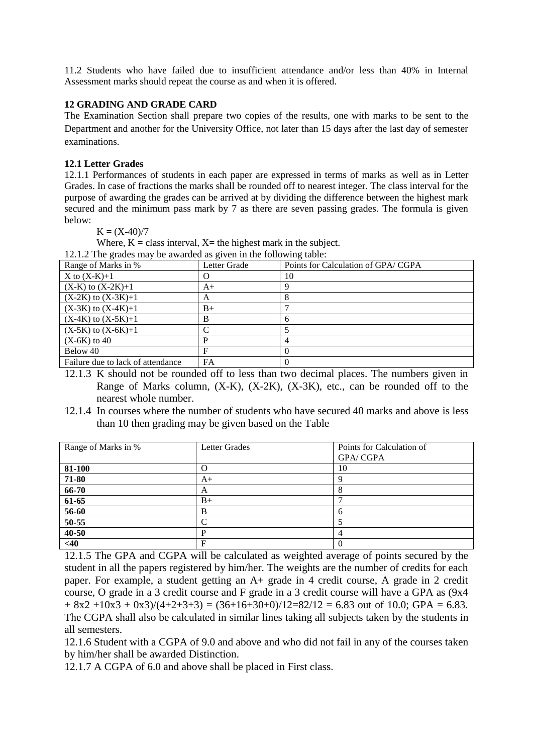11.2 Students who have failed due to insufficient attendance and/or less than 40% in Internal Assessment marks should repeat the course as and when it is offered.

## 12 GRADING AND GRADE CARD

The Examination Section shall prepare two copies of the results, one with marks to be sent to the Department and another for the University Office, not later than 15 days after the last day of semester examinations.

### 12.1 Letter Grades

12.1.1 Performances of students in each paper are expressed in terms of marks as well as in Letter Grades. In case of fractions the marks shall be rounded off to nearest integer. The class interval for the purpose of awarding the grades can be arrived at by dividing the difference between the highest mark secured and the minimum pass mark by 7 as there are seven passing grades. The formula is given below:

$K = (X-40)/7$

Where, $K$ = class interval, $X$= the highest mark in the subject.

12.1.2 The grades may be awarded as given in the following table:

| Range of Marks in % | Letter Grade | Points for Calculation of GPA/ CGPA |
|---|---|---|
| X to (X-K)+1 | O | 10 |
| (X-K) to (X-2K)+1 | A+ | 9 |
| (X-2K) to (X-3K)+1 | A | 8 |
| (X-3K) to (X-4K)+1 | B+ | 7 |
| (X-4K) to (X-5K)+1 | B | 6 |
| (X-5K) to (X-6K)+1 | C | 5 |
| (X-6K) to 40 | P | 4 |
| Below 40 | F | 0 |
| Failure due to lack of attendance | FA | 0 |

12.1.3 K should not be rounded off to less than two decimal places. The numbers given in Range of Marks column, (X-K), (X-2K), (X-3K), etc., can be rounded off to the nearest whole number.

12.1.4 In courses where the number of students who have secured 40 marks and above is less than 10 then grading may be given based on the Table

| Range of Marks in % | Letter Grades | Points for Calculation of GPA/ CGPA |
|---|---|---|
| **81-100** | O | 10 |
| **71-80** | A+ | 9 |
| **66-70** | A | 8 |
| **61-65** | B+ | 7 |
| **56-60** | B | 6 |
| **50-55** | C | 5 |
| **40-50** | P | 4 |
| **<40** | F | 0 |

12.1.5 The GPA and CGPA will be calculated as weighted average of points secured by the student in all the papers registered by him/her. The weights are the number of credits for each paper. For example, a student getting an A+ grade in 4 credit course, A grade in 2 credit course, O grade in a 3 credit course and F grade in a 3 credit course will have a GPA as $(9x4 + 8x2 + 10x3 + 0x3)/(4+2+3+3) = (36+16+30+0)/12 = 82/12 = 6.83$ out of 10.0; GPA = 6.83. The CGPA shall also be calculated in similar lines taking all subjects taken by the students in all semesters.

12.1.6 Student with a CGPA of 9.0 and above and who did not fail in any of the courses taken by him/her shall be awarded Distinction.

12.1.7 A CGPA of 6.0 and above shall be placed in First class.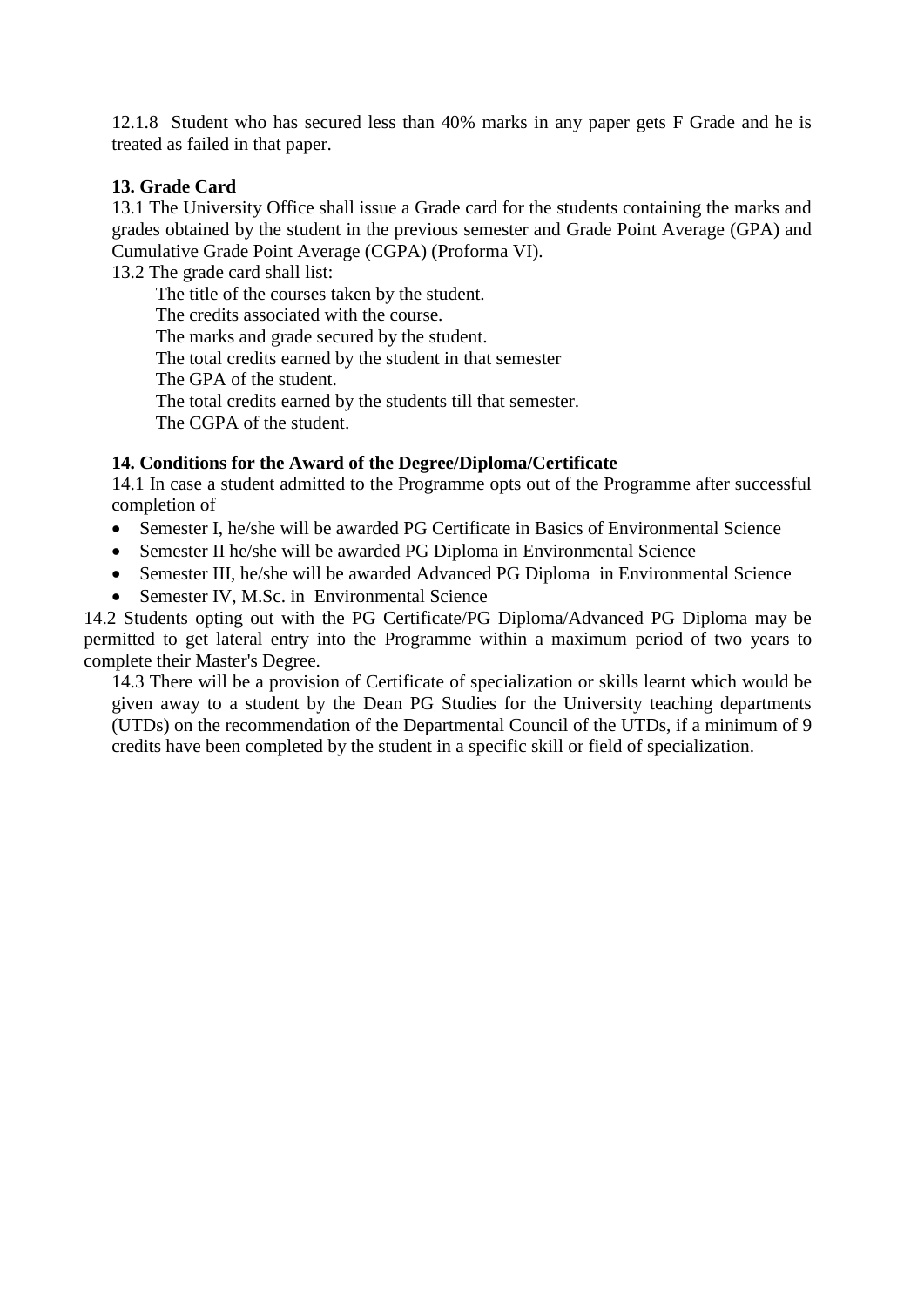12.1.8 Student who has secured less than 40% marks in any paper gets F Grade and he is treated as failed in that paper.

**13. Grade Card**

13.1 The University Office shall issue a Grade card for the students containing the marks and grades obtained by the student in the previous semester and Grade Point Average (GPA) and Cumulative Grade Point Average (CGPA) (Proforma VI).

13.2 The grade card shall list:

The title of the courses taken by the student.
The credits associated with the course.
The marks and grade secured by the student.
The total credits earned by the student in that semester
The GPA of the student.
The total credits earned by the students till that semester.
The CGPA of the student.

**14. Conditions for the Award of the Degree/Diploma/Certificate**

14.1 In case a student admitted to the Programme opts out of the Programme after successful completion of

- Semester I, he/she will be awarded PG Certificate in Basics of Environmental Science
- Semester II he/she will be awarded PG Diploma in Environmental Science
- Semester III, he/she will be awarded Advanced PG Diploma in Environmental Science
- Semester IV, M.Sc. in Environmental Science

14.2 Students opting out with the PG Certificate/PG Diploma/Advanced PG Diploma may be permitted to get lateral entry into the Programme within a maximum period of two years to complete their Master's Degree.

14.3 There will be a provision of Certificate of specialization or skills learnt which would be given away to a student by the Dean PG Studies for the University teaching departments (UTDs) on the recommendation of the Departmental Council of the UTDs, if a minimum of 9 credits have been completed by the student in a specific skill or field of specialization.